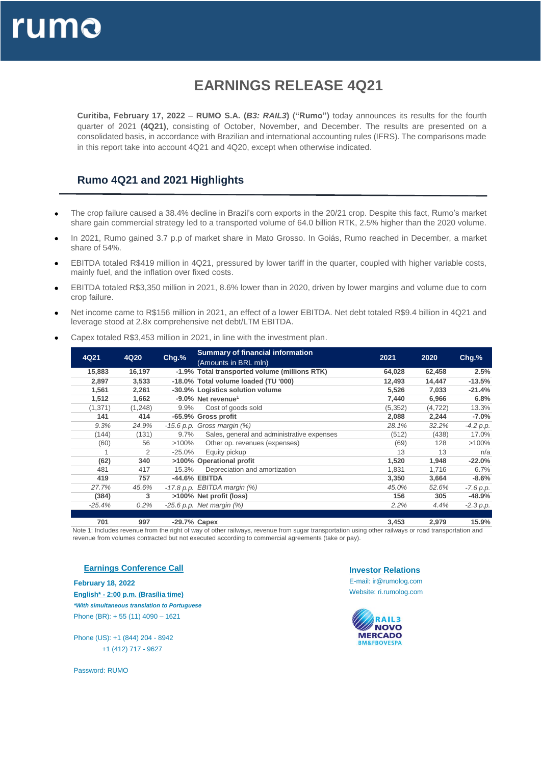# EARNINGS RELEASE 4Q21

**Curitiba, February 17, 2022** – **RUMO S.A.** (***B3: RAIL3***) **("Rumo")** today announces its results for the fourth quarter of 2021 **(4Q21)**, consisting of October, November, and December. The results are presented on a consolidated basis, in accordance with Brazilian and international accounting rules (IFRS). The comparisons made in this report take into account 4Q21 and 4Q20, except when otherwise indicated.

## Rumo 4Q21 and 2021 Highlights

- The crop failure caused a 38.4% decline in Brazil's corn exports in the 20/21 crop. Despite this fact, Rumo's market share gain commercial strategy led to a transported volume of 64.0 billion RTK, 2.5% higher than the 2020 volume.
- In 2021, Rumo gained 3.7 p.p of market share in Mato Grosso. In Goiás, Rumo reached in December, a market share of 54%.
- EBITDA totaled R$419 million in 4Q21, pressured by lower tariff in the quarter, coupled with higher variable costs, mainly fuel, and the inflation over fixed costs.
- EBITDA totaled R$3,350 million in 2021, 8.6% lower than in 2020, driven by lower margins and volume due to corn crop failure.
- Net income came to R$156 million in 2021, an effect of a lower EBITDA. Net debt totaled R$9.4 billion in 4Q21 and leverage stood at 2.8x comprehensive net debt/LTM EBITDA.
- Capex totaled R$3,453 million in 2021, in line with the investment plan.

| 4Q21 | 4Q20 | Chg.% | **Summary of financial information** (Amounts in BRL mln) | 2021 | 2020 | Chg.% |
|---|---|---|---|---|---|---|
| **15,883** | **16,197** | **-1.9%** | **Total transported volume (millions RTK)** | **64,028** | **62,458** | **2.5%** |
| **2,897** | **3,533** | **-18.0%** | **Total volume loaded (TU '000)** | **12,493** | **14,447** | **-13.5%** |
| **1,561** | **2,261** | **-30.9%** | **Logistics solution volume** | **5,526** | **7,033** | **-21.4%** |
| **1,512** | **1,662** | **-9.0%** | **Net revenue[1]** | **7,440** | **6,966** | **6.8%** |
| (1,371) | (1,248) | 9.9% | Cost of goods sold | (5,352) | (4,722) | 13.3% |
| **141** | **414** | **-65.9%** | **Gross profit** | **2,088** | **2,244** | **-7.0%** |
| *9.3%* | *24.9%* | *-15.6 p.p.* | *Gross margin (%)* | *28.1%* | *32.2%* | *-4.2 p.p.* |
| (144) | (131) | 9.7% | Sales, general and administrative expenses | (512) | (438) | 17.0% |
| (60) | 56 | >100% | Other op. revenues (expenses) | (69) | 128 | >100% |
| 1 | 2 | -25.0% | Equity pickup | 13 | 13 | n/a |
| **(62)** | **340** | **>100%** | **Operational profit** | **1,520** | **1,948** | **-22.0%** |
| 481 | 417 | 15.3% | Depreciation and amortization | 1,831 | 1,716 | 6.7% |
| **419** | **757** | **-44.6%** | **EBITDA** | **3,350** | **3,664** | **-8.6%** |
| *27.7%* | *45.6%* | *-17.8 p.p.* | *EBITDA margin (%)* | *45.0%* | *52.6%* | *-7.6 p.p.* |
| **(384)** | **3** | **>100%** | **Net profit (loss)** | **156** | **305** | **-48.9%** |
| *-25.4%* | *0.2%* | *-25.6 p.p.* | *Net margin (%)* | *2.2%* | *4.4%* | *-2.3 p.p.* |
| | | | | | | |
| **701** | **997** | **-29.7%** | **Capex** | **3,453** | **2,979** | **15.9%** |

Note 1: Includes revenue from the right of way of other railways, revenue from sugar transportation using other railways or road transportation and revenue from volumes contracted but not executed according to commercial agreements (take or pay).

**Earnings Conference Call**

**February 18, 2022**

**English* - 2:00 p.m. (Brasília time)**

***With simultaneous translation to Portuguese***

Phone (BR): + 55 (11) 4090 – 1621

Phone (US): +1 (844) 204 - 8942

+1 (412) 717 - 9627

Password: RUMO

**Investor Relations**

E-mail: ir@rumolog.com

Website: ri.rumolog.com

RAIL3 NOVO MERCADO BM&FBOVESPA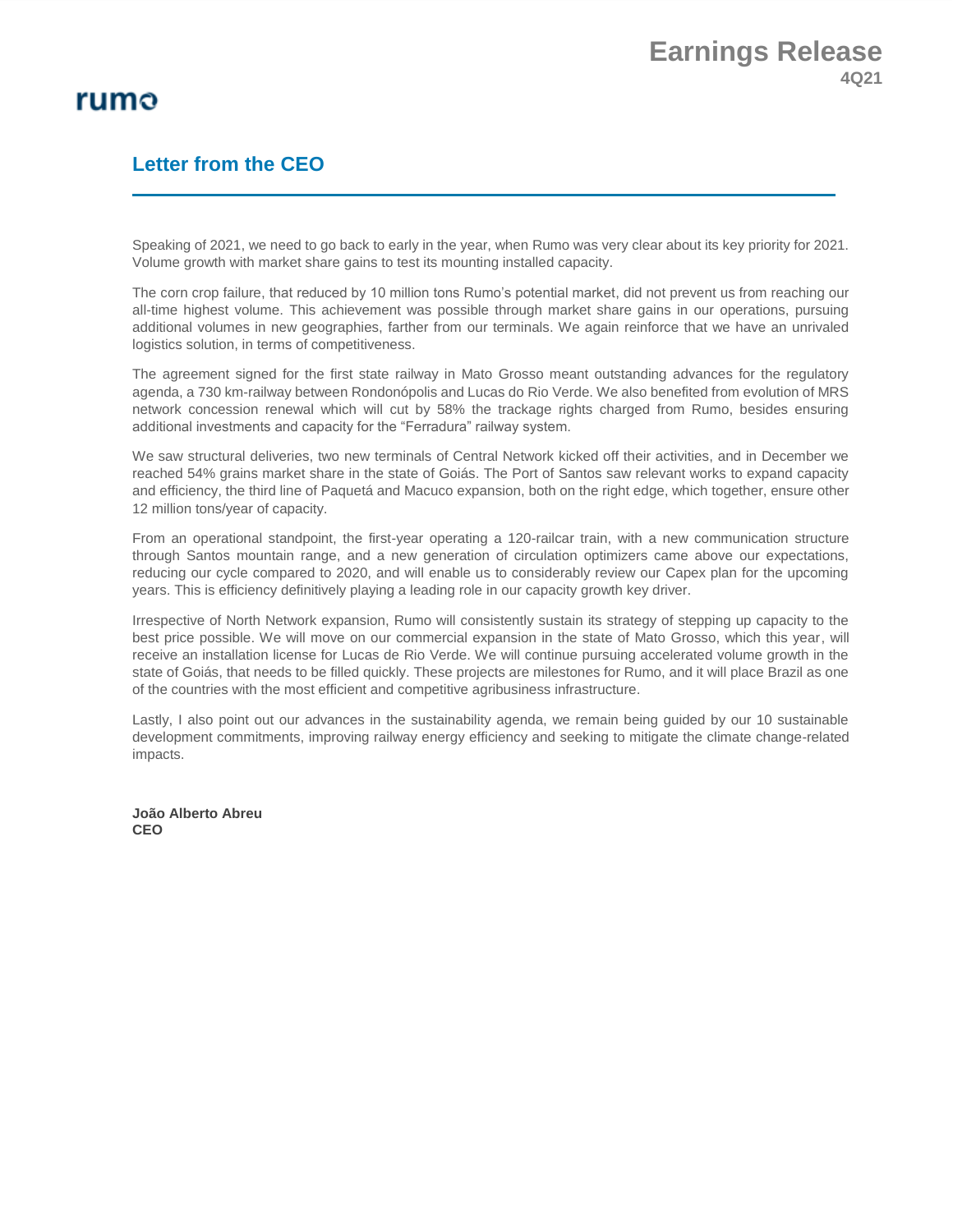# Letter from the CEO

Speaking of 2021, we need to go back to early in the year, when Rumo was very clear about its key priority for 2021. Volume growth with market share gains to test its mounting installed capacity.

The corn crop failure, that reduced by 10 million tons Rumo's potential market, did not prevent us from reaching our all-time highest volume. This achievement was possible through market share gains in our operations, pursuing additional volumes in new geographies, farther from our terminals. We again reinforce that we have an unrivaled logistics solution, in terms of competitiveness.

The agreement signed for the first state railway in Mato Grosso meant outstanding advances for the regulatory agenda, a 730 km-railway between Rondonópolis and Lucas do Rio Verde. We also benefited from evolution of MRS network concession renewal which will cut by 58% the trackage rights charged from Rumo, besides ensuring additional investments and capacity for the "Ferradura" railway system.

We saw structural deliveries, two new terminals of Central Network kicked off their activities, and in December we reached 54% grains market share in the state of Goiás. The Port of Santos saw relevant works to expand capacity and efficiency, the third line of Paquetá and Macuco expansion, both on the right edge, which together, ensure other 12 million tons/year of capacity.

From an operational standpoint, the first-year operating a 120-railcar train, with a new communication structure through Santos mountain range, and a new generation of circulation optimizers came above our expectations, reducing our cycle compared to 2020, and will enable us to considerably review our Capex plan for the upcoming years. This is efficiency definitively playing a leading role in our capacity growth key driver.

Irrespective of North Network expansion, Rumo will consistently sustain its strategy of stepping up capacity to the best price possible. We will move on our commercial expansion in the state of Mato Grosso, which this year, will receive an installation license for Lucas de Rio Verde. We will continue pursuing accelerated volume growth in the state of Goiás, that needs to be filled quickly. These projects are milestones for Rumo, and it will place Brazil as one of the countries with the most efficient and competitive agribusiness infrastructure.

Lastly, I also point out our advances in the sustainability agenda, we remain being guided by our 10 sustainable development commitments, improving railway energy efficiency and seeking to mitigate the climate change-related impacts.

**João Alberto Abreu**
**CEO**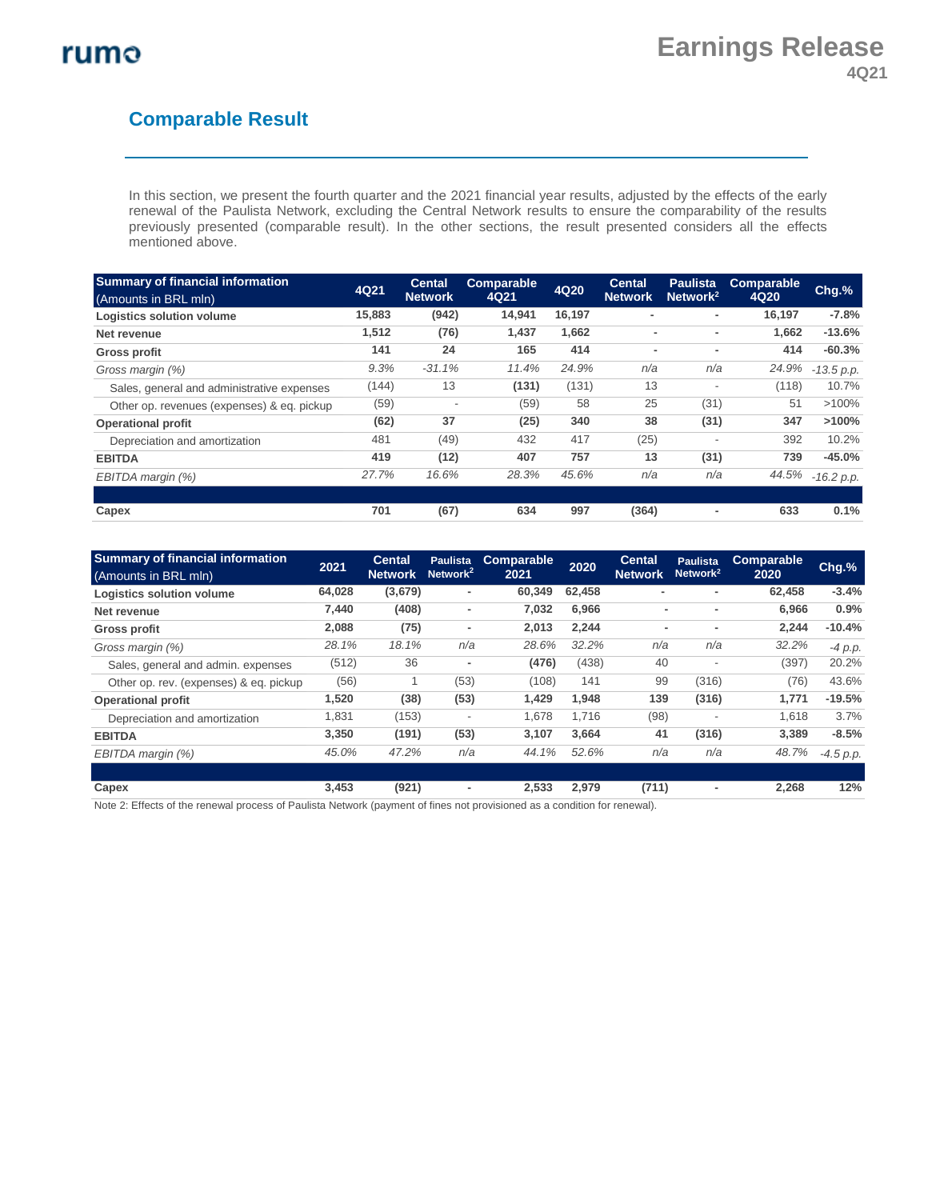## Comparable Result

In this section, we present the fourth quarter and the 2021 financial year results, adjusted by the effects of the early renewal of the Paulista Network, excluding the Central Network results to ensure the comparability of the results previously presented (comparable result). In the other sections, the result presented considers all the effects mentioned above.

| **Summary of financial information** (Amounts in BRL mln) | 4Q21 | Cental Network | Comparable 4Q21 | 4Q20 | Cental Network | Paulista Network[2] | Comparable 4Q20 | Chg.% |
|---|---|---|---|---|---|---|---|---|
| **Logistics solution volume** | **15,883** | **(942)** | **14,941** | **16,197** | **-** | **-** | **16,197** | **-7.8%** |
| **Net revenue** | **1,512** | **(76)** | **1,437** | **1,662** | **-** | **-** | **1,662** | **-13.6%** |
| **Gross profit** | **141** | **24** | **165** | **414** | **-** | **-** | **414** | **-60.3%** |
| *Gross margin (%)* | *9.3%* | *-31.1%* | *11.4%* | *24.9%* | *n/a* | *n/a* | *24.9%* | *-13.5 p.p.* |
| Sales, general and administrative expenses | (144) | 13 | **(131)** | (131) | 13 | - | (118) | 10.7% |
| Other op. revenues (expenses) & eq. pickup | (59) | - | (59) | 58 | 25 | (31) | 51 | >100% |
| **Operational profit** | **(62)** | **37** | **(25)** | **340** | **38** | **(31)** | **347** | **>100%** |
| Depreciation and amortization | 481 | (49) | 432 | 417 | (25) | - | 392 | 10.2% |
| **EBITDA** | **419** | **(12)** | **407** | **757** | **13** | **(31)** | **739** | **-45.0%** |
| *EBITDA margin (%)* | *27.7%* | *16.6%* | *28.3%* | *45.6%* | *n/a* | *n/a* | *44.5%* | *-16.2 p.p.* |
| | | | | | | | | |
| **Capex** | **701** | **(67)** | **634** | **997** | **(364)** | **-** | **633** | **0.1%** |

| **Summary of financial information** (Amounts in BRL mln) | 2021 | Cental Network | Paulista Network[2] | Comparable 2021 | 2020 | Cental Network | Paulista Network[2] | Comparable 2020 | Chg.% |
|---|---|---|---|---|---|---|---|---|---|
| **Logistics solution volume** | **64,028** | **(3,679)** | **-** | **60,349** | **62,458** | **-** | **-** | **62,458** | **-3.4%** |
| **Net revenue** | **7,440** | **(408)** | **-** | **7,032** | **6,966** | **-** | **-** | **6,966** | **0.9%** |
| **Gross profit** | **2,088** | **(75)** | **-** | **2,013** | **2,244** | **-** | **-** | **2,244** | **-10.4%** |
| *Gross margin (%)* | *28.1%* | *18.1%* | *n/a* | *28.6%* | *32.2%* | *n/a* | *n/a* | *32.2%* | *-4 p.p.* |
| Sales, general and admin. expenses | (512) | 36 | - | **(476)** | (438) | 40 | - | (397) | 20.2% |
| Other op. rev. (expenses) & eq. pickup | (56) | 1 | (53) | (108) | 141 | 99 | (316) | (76) | 43.6% |
| **Operational profit** | **1,520** | **(38)** | **(53)** | **1,429** | **1,948** | **139** | **(316)** | **1,771** | **-19.5%** |
| Depreciation and amortization | 1,831 | (153) | - | 1,678 | 1,716 | (98) | - | 1,618 | 3.7% |
| **EBITDA** | **3,350** | **(191)** | **(53)** | **3,107** | **3,664** | **41** | **(316)** | **3,389** | **-8.5%** |
| *EBITDA margin (%)* | *45.0%* | *47.2%* | *n/a* | *44.1%* | *52.6%* | *n/a* | *n/a* | *48.7%* | *-4.5 p.p.* |
| | | | | | | | | | |
| **Capex** | **3,453** | **(921)** | **-** | **2,533** | **2,979** | **(711)** | **-** | **2,268** | **12%** |

Note 2: Effects of the renewal process of Paulista Network (payment of fines not provisioned as a condition for renewal).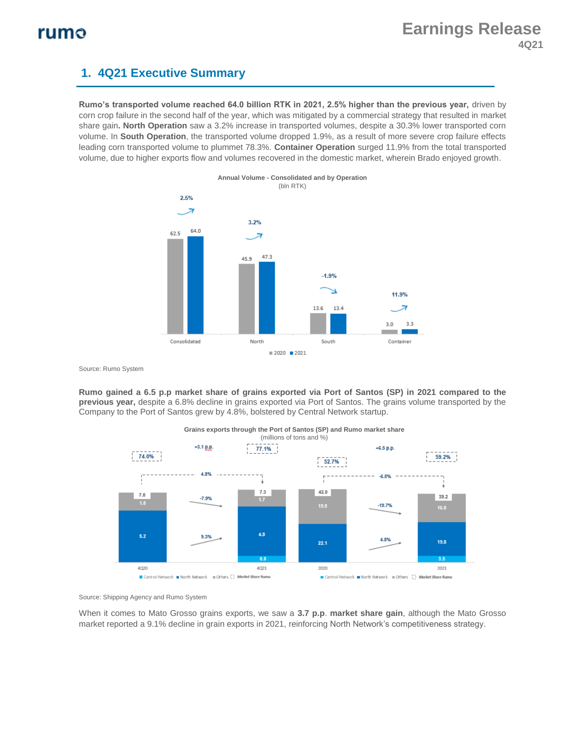## 1. 4Q21 Executive Summary

**Rumo's transported volume reached 64.0 billion RTK in 2021, 2.5% higher than the previous year,** driven by corn crop failure in the second half of the year, which was mitigated by a commercial strategy that resulted in market share gain**. North Operation** saw a 3.2% increase in transported volumes, despite a 30.3% lower transported corn volume. In **South Operation**, the transported volume dropped 1.9%, as a result of more severe crop failure effects leading corn transported volume to plummet 78.3%. **Container Operation** surged 11.9% from the total transported volume, due to higher exports flow and volumes recovered in the domestic market, wherein Brado enjoyed growth.

**Annual Volume - Consolidated and by Operation**
(bln RTK)

| | 2020 | 2021 | Var. |
|---|---|---|---|
| Consolidated | 62.5 | 64.0 | 2.5% |
| North | 45.9 | 47.3 | 3.2% |
| South | 13.6 | 13.4 | -1.9% |
| Container | 3.0 | 3.3 | 11.9% |

Source: Rumo System

**Rumo gained a 6.5 p.p market share of grains exported via Port of Santos (SP) in 2021 compared to the previous year,** despite a 6.8% decline in grains exported via Port of Santos. The grains volume transported by the Company to the Port of Santos grew by 4.8%, bolstered by Central Network startup.

**Grains exports through the Port of Santos (SP) and Rumo market share**
(millions of tons and %)

| | 4Q20 | 4Q21 | 2020 | 2021 |
|---|---|---|---|---|
| Total | 7.0 | 7.3 | 42.0 | 39.2 |
| Others | 1.8 | 1.7 | 19.9 | 16.0 |
| North Network | 5.2 | 4.8 | 22.1 | 19.8 |
| Central Network | | 0.8 | | 3.5 |
| Market Share Rumo | 74.0% | 77.1% | 52.7% | 59.2% |

4Q21 vs 4Q20: Total 4.8%; Others -7.9%; Rumo 9.3%; Market share +3.1 p.p.
2021 vs 2020: Total -6.8%; Others -19.7%; Rumo 4.8%; Market share +6.5 p.p.

Source: Shipping Agency and Rumo System

When it comes to Mato Grosso grains exports, we saw a **3.7 p.p**. **market share gain**, although the Mato Grosso market reported a 9.1% decline in grain exports in 2021, reinforcing North Network's competitiveness strategy.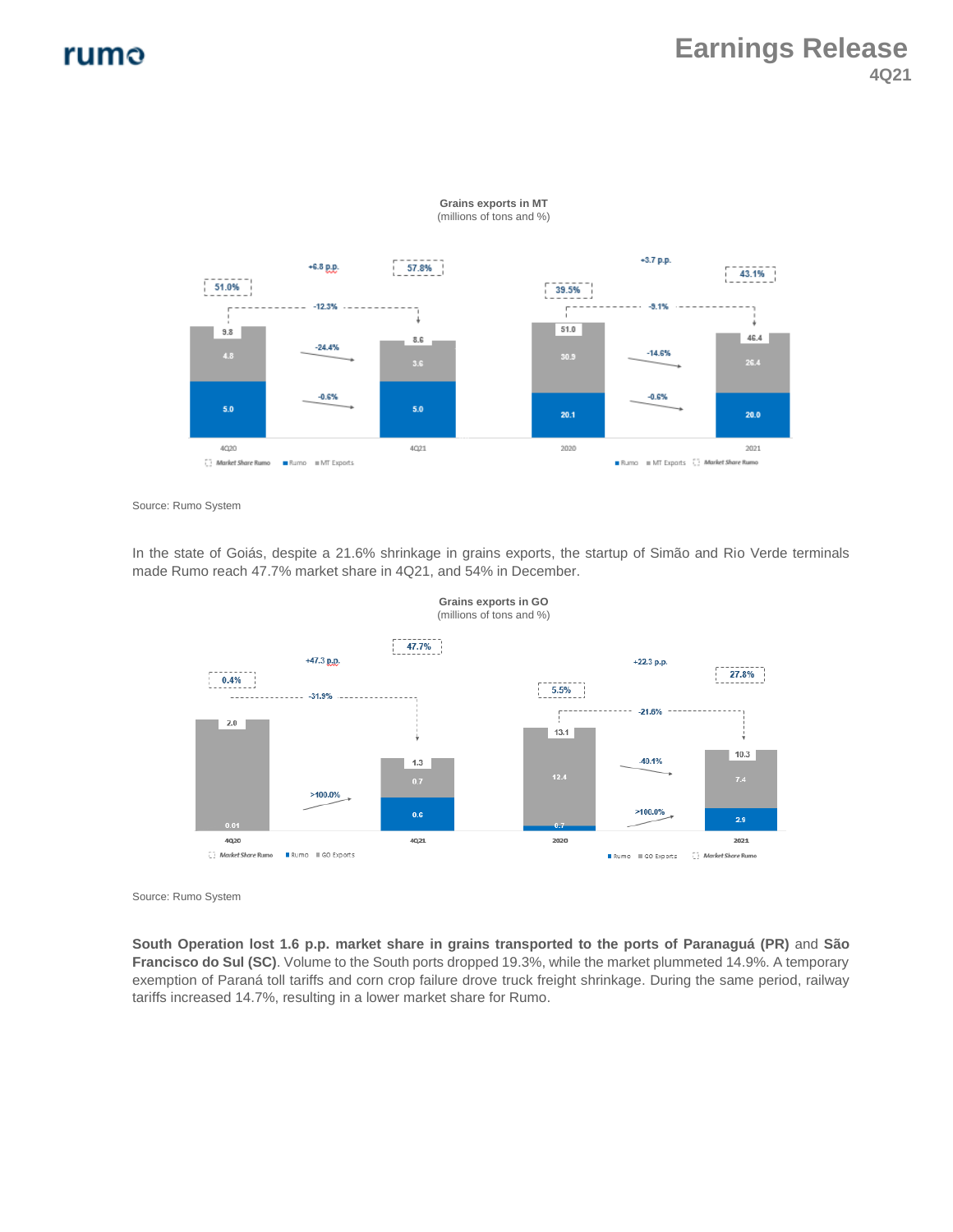**Grains exports in MT**
(millions of tons and %)

| | 4Q20 | 4Q21 | Change | 2020 | 2021 | Change |
|---|---|---|---|---|---|---|
| Total | 9.8 | 8.6 | -12.3% | 51.0 | 46.4 | -9.1% |
| MT Exports | 4.8 | 3.6 | -24.4% | 30.9 | 26.4 | -14.6% |
| Rumo | 5.0 | 5.0 | -0.6% | 20.1 | 20.0 | -0.6% |
| Market Share Rumo | 51.0% | 57.8% | +6.8 p.p. | 39.5% | 43.1% | +3.7 p.p. |

Source: Rumo System

In the state of Goiás, despite a 21.6% shrinkage in grains exports, the startup of Simão and Rio Verde terminals made Rumo reach 47.7% market share in 4Q21, and 54% in December.

**Grains exports in GO**
(millions of tons and %)

| | 4Q20 | 4Q21 | Change | 2020 | 2021 | Change |
|---|---|---|---|---|---|---|
| Total | 2.0 | 1.3 | -31.9% | 13.1 | 10.3 | -21.6% |
| GO Exports | | 0.7 | | 12.4 | 7.4 | -40.1% |
| Rumo | 0.01 | 0.6 | >100.0% | 0.7 | 2.9 | >100.0% |
| Market Share Rumo | 0.4% | 47.7% | +47.3 p.p. | 5.5% | 27.8% | +22.3 p.p. |

Source: Rumo System

**South Operation lost 1.6 p.p. market share in grains transported to the ports of Paranaguá (PR)** and **São Francisco do Sul (SC)**. Volume to the South ports dropped 19.3%, while the market plummeted 14.9%. A temporary exemption of Paraná toll tariffs and corn crop failure drove truck freight shrinkage. During the same period, railway tariffs increased 14.7%, resulting in a lower market share for Rumo.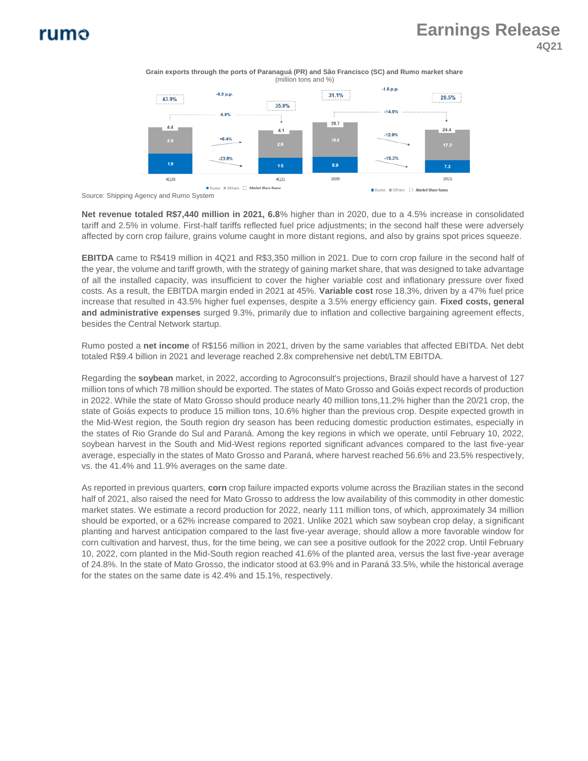**Grain exports through the ports of Paranaguá (PR) and São Francisco (SC) and Rumo market share**
(million tons and %)

| | 4Q20 | 4Q21 | Var. | 2020 | 2021 | Var. |
|---|---|---|---|---|---|---|
| Rumo | 1.9 | 1.5 | -23.8% | 8.9 | 7.2 | -19.3% |
| Others | 2.5 | 2.6 | +6.4% | 19.8 | 17.2 | -12.9% |
| Total | 4.4 | 4.1 | -6.9% | 28.7 | 24.4 | -14.9% |
| Market Share Rumo | 43.9% | 35.9% | -8.0 p.p. | 31.1% | 29.5% | -1.6 p.p. |

Source: Shipping Agency and Rumo System

**Net revenue totaled R$7,440 million in 2021, 6.8**% higher than in 2020, due to a 4.5% increase in consolidated tariff and 2.5% in volume. First-half tariffs reflected fuel price adjustments; in the second half these were adversely affected by corn crop failure, grains volume caught in more distant regions, and also by grains spot prices squeeze.

**EBITDA** came to R$419 million in 4Q21 and R$3,350 million in 2021. Due to corn crop failure in the second half of the year, the volume and tariff growth, with the strategy of gaining market share, that was designed to take advantage of all the installed capacity, was insufficient to cover the higher variable cost and inflationary pressure over fixed costs. As a result, the EBITDA margin ended in 2021 at 45%. **Variable cost** rose 18.3%, driven by a 47% fuel price increase that resulted in 43.5% higher fuel expenses, despite a 3.5% energy efficiency gain. **Fixed costs, general and administrative expenses** surged 9.3%, primarily due to inflation and collective bargaining agreement effects, besides the Central Network startup.

Rumo posted a **net income** of R$156 million in 2021, driven by the same variables that affected EBITDA. Net debt totaled R$9.4 billion in 2021 and leverage reached 2.8x comprehensive net debt/LTM EBITDA.

Regarding the **soybean** market, in 2022, according to Agroconsult's projections, Brazil should have a harvest of 127 million tons of which 78 million should be exported. The states of Mato Grosso and Goiás expect records of production in 2022. While the state of Mato Grosso should produce nearly 40 million tons,11.2% higher than the 20/21 crop, the state of Goiás expects to produce 15 million tons, 10.6% higher than the previous crop. Despite expected growth in the Mid-West region, the South region dry season has been reducing domestic production estimates, especially in the states of Rio Grande do Sul and Paraná. Among the key regions in which we operate, until February 10, 2022, soybean harvest in the South and Mid-West regions reported significant advances compared to the last five-year average, especially in the states of Mato Grosso and Paraná, where harvest reached 56.6% and 23.5% respectively, vs. the 41.4% and 11.9% averages on the same date.

As reported in previous quarters, **corn** crop failure impacted exports volume across the Brazilian states in the second half of 2021, also raised the need for Mato Grosso to address the low availability of this commodity in other domestic market states. We estimate a record production for 2022, nearly 111 million tons, of which, approximately 34 million should be exported, or a 62% increase compared to 2021. Unlike 2021 which saw soybean crop delay, a significant planting and harvest anticipation compared to the last five-year average, should allow a more favorable window for corn cultivation and harvest, thus, for the time being, we can see a positive outlook for the 2022 crop. Until February 10, 2022, corn planted in the Mid-South region reached 41.6% of the planted area, versus the last five-year average of 24.8%. In the state of Mato Grosso, the indicator stood at 63.9% and in Paraná 33.5%, while the historical average for the states on the same date is 42.4% and 15.1%, respectively.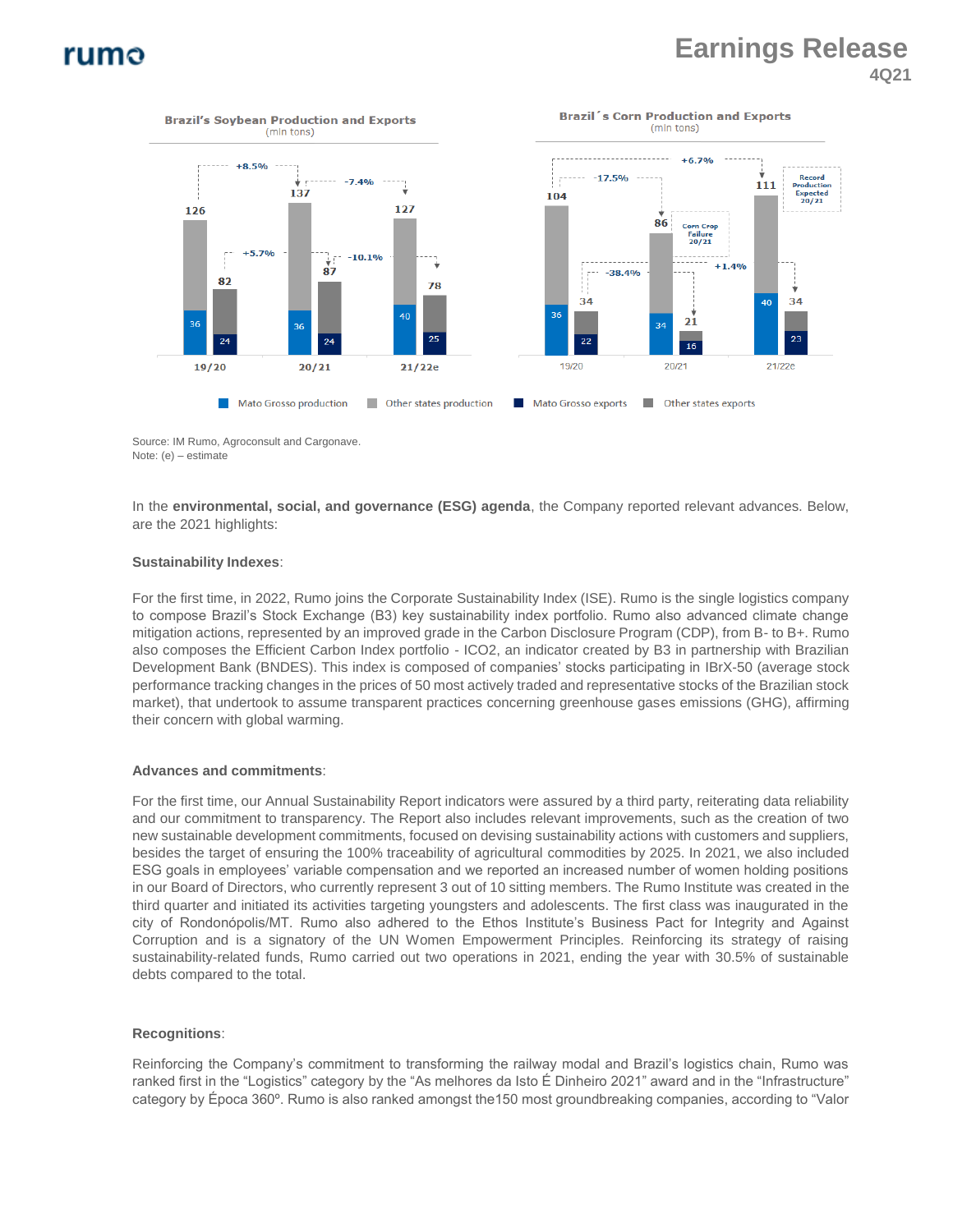**Brazil's Soybean Production and Exports**
(mln tons)

| | Mato Grosso production | Other states production | Total production | Mato Grosso exports | Other states exports | Total exports |
|---|---|---|---|---|---|---|
| 19/20 | 36 | | 126 | 24 | | 82 |
| 20/21 | 36 | | 137 | 24 | | 87 |
| 21/22e | 40 | | 127 | 25 | | 78 |

Production: +8.5% (19/20 to 20/21); -7.4% (20/21 to 21/22e). Exports: +5.7% (19/20 to 20/21); -10.1% (20/21 to 21/22e).

**Brazil´s Corn Production and Exports**
(mln tons)

| | Mato Grosso production | Other states production | Total production | Mato Grosso exports | Other states exports | Total exports |
|---|---|---|---|---|---|---|
| 19/20 | 36 | | 104 | 22 | | 34 |
| 20/21 | 34 | | 86 | 16 | | 21 |
| 21/22e | 40 | | 111 | 23 | | 34 |

Production: -17.5% (19/20 to 20/21); +6.7% (19/20 to 21/22e). Exports: -38.4% (19/20 to 20/21); +1.4% (20/21 to 21/22e). Corn Crop Failure 20/21. Record Production Expected 20/21.

Source: IM Rumo, Agroconsult and Cargonave.
Note: (e) – estimate

In the **environmental, social, and governance (ESG) agenda**, the Company reported relevant advances. Below, are the 2021 highlights:

**Sustainability Indexes**:

For the first time, in 2022, Rumo joins the Corporate Sustainability Index (ISE). Rumo is the single logistics company to compose Brazil's Stock Exchange (B3) key sustainability index portfolio. Rumo also advanced climate change mitigation actions, represented by an improved grade in the Carbon Disclosure Program (CDP), from B- to B+. Rumo also composes the Efficient Carbon Index portfolio - ICO2, an indicator created by B3 in partnership with Brazilian Development Bank (BNDES). This index is composed of companies' stocks participating in IBrX-50 (average stock performance tracking changes in the prices of 50 most actively traded and representative stocks of the Brazilian stock market), that undertook to assume transparent practices concerning greenhouse gases emissions (GHG), affirming their concern with global warming.

**Advances and commitments**:

For the first time, our Annual Sustainability Report indicators were assured by a third party, reiterating data reliability and our commitment to transparency. The Report also includes relevant improvements, such as the creation of two new sustainable development commitments, focused on devising sustainability actions with customers and suppliers, besides the target of ensuring the 100% traceability of agricultural commodities by 2025. In 2021, we also included ESG goals in employees' variable compensation and we reported an increased number of women holding positions in our Board of Directors, who currently represent 3 out of 10 sitting members. The Rumo Institute was created in the third quarter and initiated its activities targeting youngsters and adolescents. The first class was inaugurated in the city of Rondonópolis/MT. Rumo also adhered to the Ethos Institute's Business Pact for Integrity and Against Corruption and is a signatory of the UN Women Empowerment Principles. Reinforcing its strategy of raising sustainability-related funds, Rumo carried out two operations in 2021, ending the year with 30.5% of sustainable debts compared to the total.

**Recognitions**:

Reinforcing the Company's commitment to transforming the railway modal and Brazil's logistics chain, Rumo was ranked first in the "Logistics" category by the "As melhores da Isto É Dinheiro 2021" award and in the "Infrastructure" category by Época 360º. Rumo is also ranked amongst the150 most groundbreaking companies, according to "Valor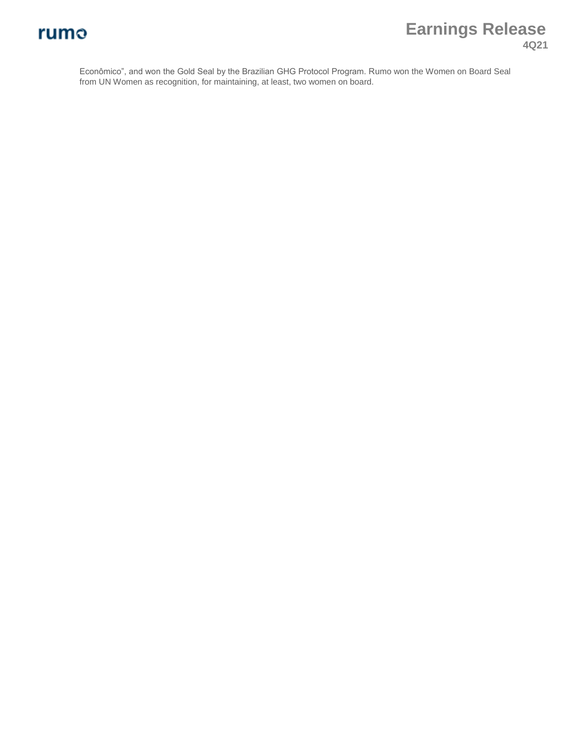Econômico", and won the Gold Seal by the Brazilian GHG Protocol Program. Rumo won the Women on Board Seal from UN Women as recognition, for maintaining, at least, two women on board.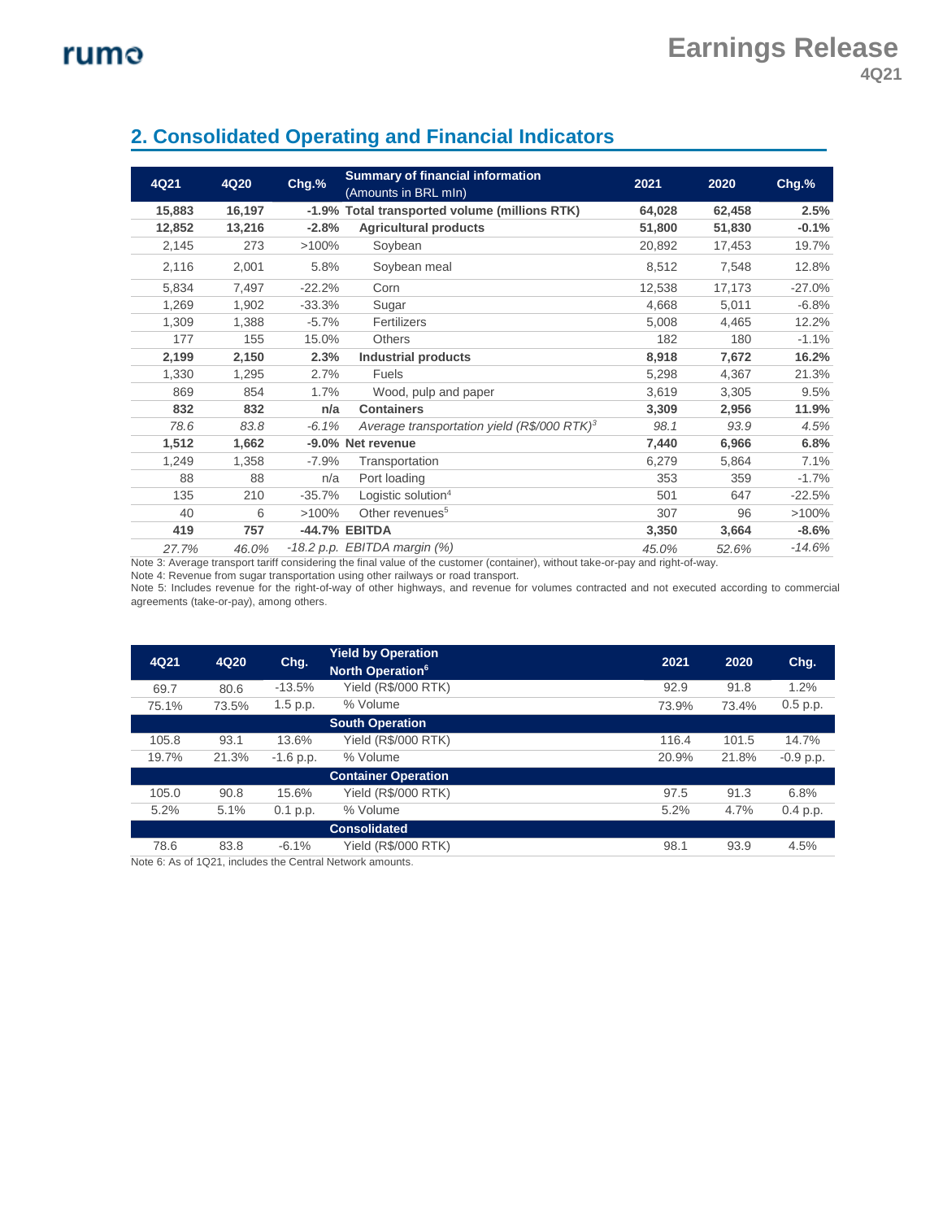## 2. Consolidated Operating and Financial Indicators

| 4Q21 | 4Q20 | Chg.% | Summary of financial information (Amounts in BRL mln) | 2021 | 2020 | Chg.% |
|---|---|---|---|---|---|---|
| **15,883** | **16,197** | **-1.9%** | **Total transported volume (millions RTK)** | **64,028** | **62,458** | **2.5%** |
| **12,852** | **13,216** | **-2.8%** | **Agricultural products** | **51,800** | **51,830** | **-0.1%** |
| 2,145 | 273 | >100% | Soybean | 20,892 | 17,453 | 19.7% |
| 2,116 | 2,001 | 5.8% | Soybean meal | 8,512 | 7,548 | 12.8% |
| 5,834 | 7,497 | -22.2% | Corn | 12,538 | 17,173 | -27.0% |
| 1,269 | 1,902 | -33.3% | Sugar | 4,668 | 5,011 | -6.8% |
| 1,309 | 1,388 | -5.7% | Fertilizers | 5,008 | 4,465 | 12.2% |
| 177 | 155 | 15.0% | Others | 182 | 180 | -1.1% |
| **2,199** | **2,150** | **2.3%** | **Industrial products** | **8,918** | **7,672** | **16.2%** |
| 1,330 | 1,295 | 2.7% | Fuels | 5,298 | 4,367 | 21.3% |
| 869 | 854 | 1.7% | Wood, pulp and paper | 3,619 | 3,305 | 9.5% |
| **832** | **832** | **n/a** | **Containers** | **3,309** | **2,956** | **11.9%** |
| *78.6* | *83.8* | *-6.1%* | *Average transportation yield (R$/000 RTK)[3]* | *98.1* | *93.9* | *4.5%* |
| **1,512** | **1,662** | **-9.0%** | **Net revenue** | **7,440** | **6,966** | **6.8%** |
| 1,249 | 1,358 | -7.9% | Transportation | 6,279 | 5,864 | 7.1% |
| 88 | 88 | n/a | Port loading | 353 | 359 | -1.7% |
| 135 | 210 | -35.7% | Logistic solution[4] | 501 | 647 | -22.5% |
| 40 | 6 | >100% | Other revenues[5] | 307 | 96 | >100% |
| **419** | **757** | **-44.7%** | **EBITDA** | **3,350** | **3,664** | **-8.6%** |
| *27.7%* | *46.0%* | *-18.2 p.p.* | *EBITDA margin (%)* | *45.0%* | *52.6%* | *-14.6%* |

Note 3: Average transport tariff considering the final value of the customer (container), without take-or-pay and right-of-way.

Note 4: Revenue from sugar transportation using other railways or road transport.

Note 5: Includes revenue for the right-of-way of other highways, and revenue for volumes contracted and not executed according to commercial agreements (take-or-pay), among others.

| 4Q21 | 4Q20 | Chg. | Yield by Operation | 2021 | 2020 | Chg. |
|---|---|---|---|---|---|---|
| | | | **North Operation[6]** | | | |
| 69.7 | 80.6 | -13.5% | Yield (R$/000 RTK) | 92.9 | 91.8 | 1.2% |
| 75.1% | 73.5% | 1.5 p.p. | % Volume | 73.9% | 73.4% | 0.5 p.p. |
| | | | **South Operation** | | | |
| 105.8 | 93.1 | 13.6% | Yield (R$/000 RTK) | 116.4 | 101.5 | 14.7% |
| 19.7% | 21.3% | -1.6 p.p. | % Volume | 20.9% | 21.8% | -0.9 p.p. |
| | | | **Container Operation** | | | |
| 105.0 | 90.8 | 15.6% | Yield (R$/000 RTK) | 97.5 | 91.3 | 6.8% |
| 5.2% | 5.1% | 0.1 p.p. | % Volume | 5.2% | 4.7% | 0.4 p.p. |
| | | | **Consolidated** | | | |
| 78.6 | 83.8 | -6.1% | Yield (R$/000 RTK) | 98.1 | 93.9 | 4.5% |

Note 6: As of 1Q21, includes the Central Network amounts.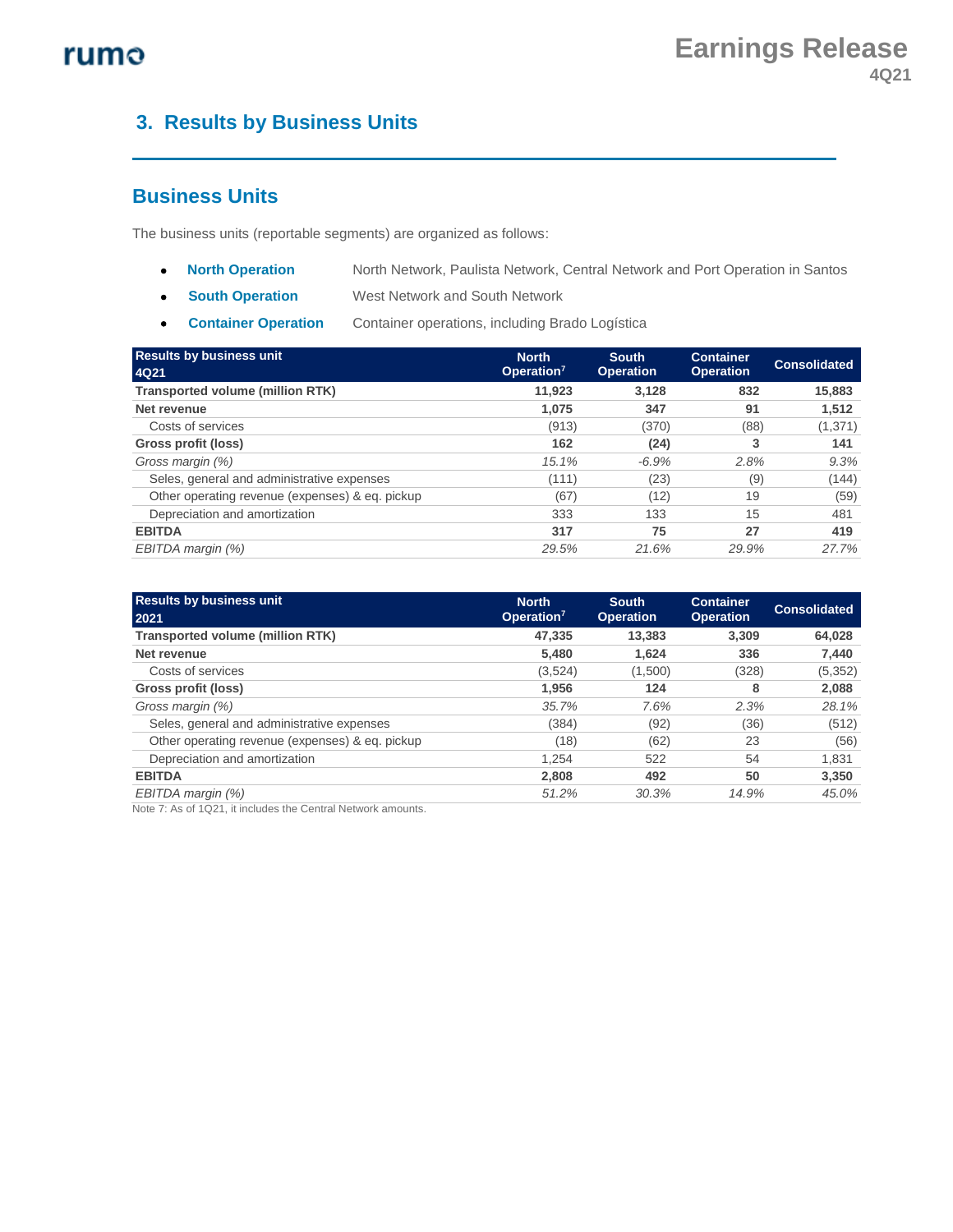## 3. Results by Business Units

### Business Units

The business units (reportable segments) are organized as follows:

- **North Operation** North Network, Paulista Network, Central Network and Port Operation in Santos
- **South Operation** West Network and South Network
- **Container Operation** Container operations, including Brado Logística

| Results by business unit 4Q21 | North Operation[7] | South Operation | Container Operation | Consolidated |
|---|---|---|---|---|
| **Transported volume (million RTK)** | **11,923** | **3,128** | **832** | **15,883** |
| **Net revenue** | **1,075** | **347** | **91** | **1,512** |
| Costs of services | (913) | (370) | (88) | (1,371) |
| **Gross profit (loss)** | **162** | **(24)** | **3** | **141** |
| *Gross margin (%)* | *15.1%* | *-6.9%* | *2.8%* | *9.3%* |
| Seles, general and administrative expenses | (111) | (23) | (9) | (144) |
| Other operating revenue (expenses) & eq. pickup | (67) | (12) | 19 | (59) |
| Depreciation and amortization | 333 | 133 | 15 | 481 |
| **EBITDA** | **317** | **75** | **27** | **419** |
| *EBITDA margin (%)* | *29.5%* | *21.6%* | *29.9%* | *27.7%* |

| Results by business unit 2021 | North Operation[7] | South Operation | Container Operation | Consolidated |
|---|---|---|---|---|
| **Transported volume (million RTK)** | **47,335** | **13,383** | **3,309** | **64,028** |
| **Net revenue** | **5,480** | **1,624** | **336** | **7,440** |
| Costs of services | (3,524) | (1,500) | (328) | (5,352) |
| **Gross profit (loss)** | **1,956** | **124** | **8** | **2,088** |
| *Gross margin (%)* | *35.7%* | *7.6%* | *2.3%* | *28.1%* |
| Seles, general and administrative expenses | (384) | (92) | (36) | (512) |
| Other operating revenue (expenses) & eq. pickup | (18) | (62) | 23 | (56) |
| Depreciation and amortization | 1,254 | 522 | 54 | 1,831 |
| **EBITDA** | **2,808** | **492** | **50** | **3,350** |
| *EBITDA margin (%)* | *51.2%* | *30.3%* | *14.9%* | *45.0%* |

Note 7: As of 1Q21, it includes the Central Network amounts.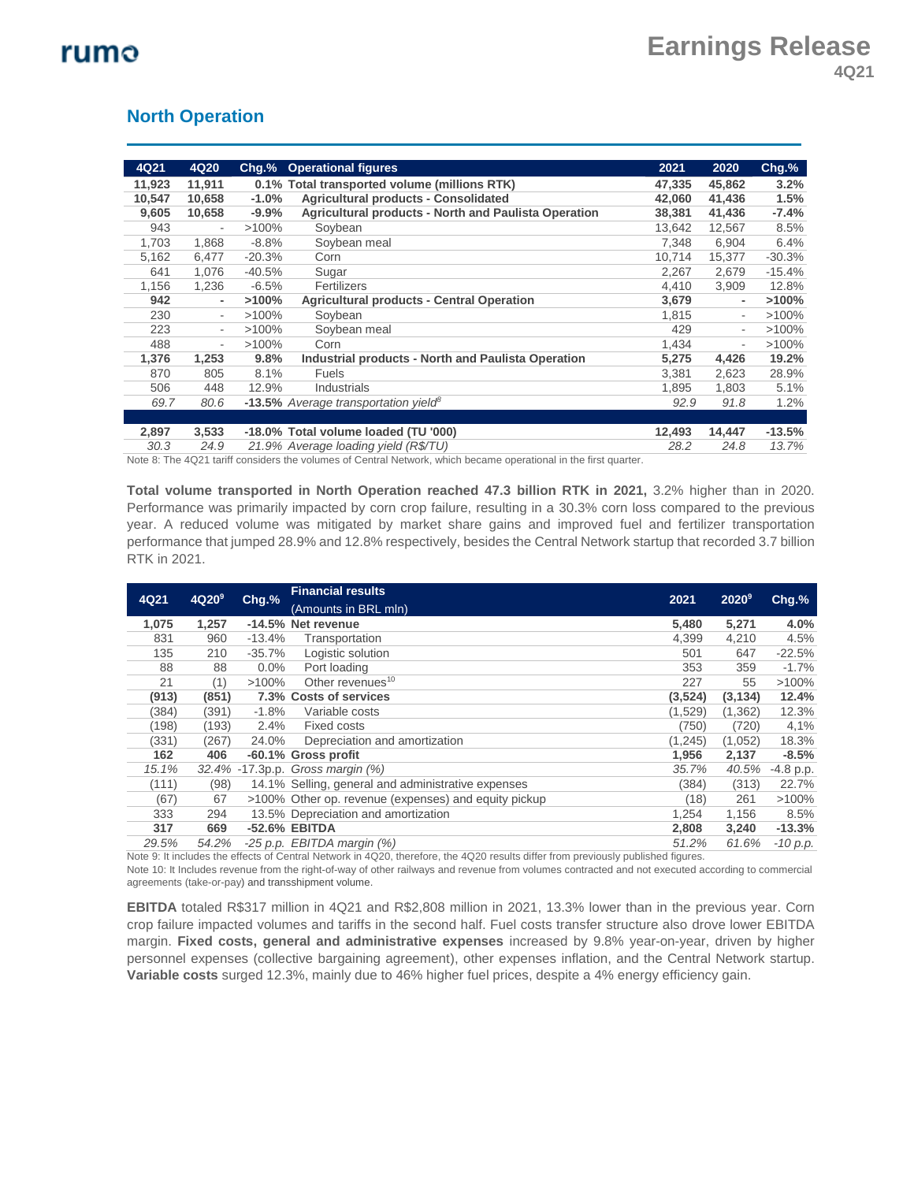## North Operation

| 4Q21 | 4Q20 | Chg.% | Operational figures | 2021 | 2020 | Chg.% |
|---|---|---|---|---|---|---|
| **11,923** | **11,911** | **0.1%** | **Total transported volume (millions RTK)** | **47,335** | **45,862** | **3.2%** |
| **10,547** | **10,658** | **-1.0%** | **Agricultural products - Consolidated** | **42,060** | **41,436** | **1.5%** |
| **9,605** | **10,658** | **-9.9%** | **Agricultural products - North and Paulista Operation** | **38,381** | **41,436** | **-7.4%** |
| 943 | - | >100% | Soybean | 13,642 | 12,567 | 8.5% |
| 1,703 | 1,868 | -8.8% | Soybean meal | 7,348 | 6,904 | 6.4% |
| 5,162 | 6,477 | -20.3% | Corn | 10,714 | 15,377 | -30.3% |
| 641 | 1,076 | -40.5% | Sugar | 2,267 | 2,679 | -15.4% |
| 1,156 | 1,236 | -6.5% | Fertilizers | 4,410 | 3,909 | 12.8% |
| **942** | **-** | **>100%** | **Agricultural products - Central Operation** | **3,679** | **-** | **>100%** |
| 230 | - | >100% | Soybean | 1,815 | - | >100% |
| 223 | - | >100% | Soybean meal | 429 | - | >100% |
| 488 | - | >100% | Corn | 1,434 | - | >100% |
| **1,376** | **1,253** | **9.8%** | **Industrial products - North and Paulista Operation** | **5,275** | **4,426** | **19.2%** |
| 870 | 805 | 8.1% | Fuels | 3,381 | 2,623 | 28.9% |
| 506 | 448 | 12.9% | Industrials | 1,895 | 1,803 | 5.1% |
| *69.7* | *80.6* | **-13.5%** | *Average transportation yield[8]* | *92.9* | *91.8* | 1.2% |
| | | | | | | |
| **2,897** | **3,533** | **-18.0%** | **Total volume loaded (TU '000)** | **12,493** | **14,447** | **-13.5%** |
| *30.3* | *24.9* | *21.9%* | *Average loading yield (R$/TU)* | *28.2* | *24.8* | *13.7%* |

Note 8: The 4Q21 tariff considers the volumes of Central Network, which became operational in the first quarter.

**Total volume transported in North Operation reached 47.3 billion RTK in 2021,** 3.2% higher than in 2020. Performance was primarily impacted by corn crop failure, resulting in a 30.3% corn loss compared to the previous year. A reduced volume was mitigated by market share gains and improved fuel and fertilizer transportation performance that jumped 28.9% and 12.8% respectively, besides the Central Network startup that recorded 3.7 billion RTK in 2021.

| 4Q21 | 4Q20[9] | Chg.% | Financial results (Amounts in BRL mln) | 2021 | 2020[9] | Chg.% |
|---|---|---|---|---|---|---|
| **1,075** | **1,257** | **-14.5%** | **Net revenue** | **5,480** | **5,271** | **4.0%** |
| 831 | 960 | -13.4% | Transportation | 4,399 | 4,210 | 4.5% |
| 135 | 210 | -35.7% | Logistic solution | 501 | 647 | -22.5% |
| 88 | 88 | 0.0% | Port loading | 353 | 359 | -1.7% |
| 21 | (1) | >100% | Other revenues[10] | 227 | 55 | >100% |
| **(913)** | **(851)** | **7.3%** | **Costs of services** | **(3,524)** | **(3,134)** | **12.4%** |
| (384) | (391) | -1.8% | Variable costs | (1,529) | (1,362) | 12.3% |
| (198) | (193) | 2.4% | Fixed costs | (750) | (720) | 4,1% |
| (331) | (267) | 24.0% | Depreciation and amortization | (1,245) | (1,052) | 18.3% |
| **162** | **406** | **-60.1%** | **Gross profit** | **1,956** | **2,137** | **-8.5%** |
| *15.1%* | *32.4%* | -17.3p.p. | *Gross margin (%)* | *35.7%* | *40.5%* | -4.8 p.p. |
| (111) | (98) | 14.1% | Selling, general and administrative expenses | (384) | (313) | 22.7% |
| (67) | 67 | >100% | Other op. revenue (expenses) and equity pickup | (18) | 261 | >100% |
| 333 | 294 | 13.5% | Depreciation and amortization | 1,254 | 1,156 | 8.5% |
| **317** | **669** | **-52.6%** | **EBITDA** | **2,808** | **3,240** | **-13.3%** |
| *29.5%* | *54.2%* | *-25 p.p.* | *EBITDA margin (%)* | *51.2%* | *61.6%* | *-10 p.p.* |

Note 9: It includes the effects of Central Network in 4Q20, therefore, the 4Q20 results differ from previously published figures.

Note 10: It Includes revenue from the right-of-way of other railways and revenue from volumes contracted and not executed according to commercial agreements (take-or-pay) and transshipment volume.

**EBITDA** totaled R$317 million in 4Q21 and R$2,808 million in 2021, 13.3% lower than in the previous year. Corn crop failure impacted volumes and tariffs in the second half. Fuel costs transfer structure also drove lower EBITDA margin. **Fixed costs, general and administrative expenses** increased by 9.8% year-on-year, driven by higher personnel expenses (collective bargaining agreement), other expenses inflation, and the Central Network startup. **Variable costs** surged 12.3%, mainly due to 46% higher fuel prices, despite a 4% energy efficiency gain.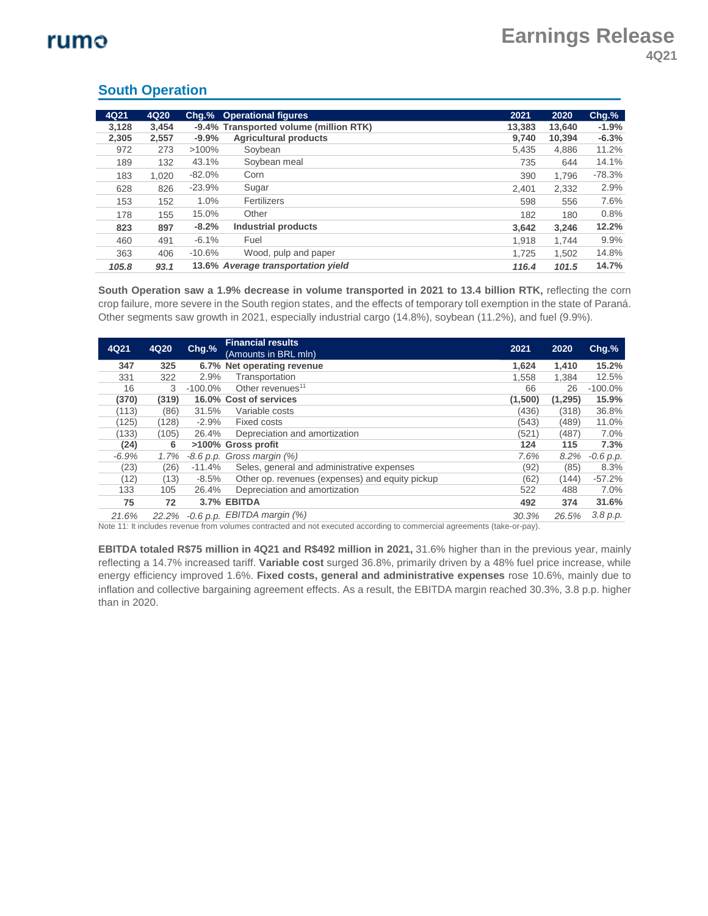## South Operation

| 4Q21 | 4Q20 | Chg.% | Operational figures | 2021 | 2020 | Chg.% |
|---|---|---|---|---|---|---|
| **3,128** | **3,454** | **-9.4%** | **Transported volume (million RTK)** | **13,383** | **13,640** | **-1.9%** |
| **2,305** | **2,557** | **-9.9%** | **Agricultural products** | **9,740** | **10,394** | **-6.3%** |
| 972 | 273 | >100% | Soybean | 5,435 | 4,886 | 11.2% |
| 189 | 132 | 43.1% | Soybean meal | 735 | 644 | 14.1% |
| 183 | 1,020 | -82.0% | Corn | 390 | 1,796 | -78.3% |
| 628 | 826 | -23.9% | Sugar | 2,401 | 2,332 | 2.9% |
| 153 | 152 | 1.0% | Fertilizers | 598 | 556 | 7.6% |
| 178 | 155 | 15.0% | Other | 182 | 180 | 0.8% |
| **823** | **897** | **-8.2%** | **Industrial products** | **3,642** | **3,246** | **12.2%** |
| 460 | 491 | -6.1% | Fuel | 1,918 | 1,744 | 9.9% |
| 363 | 406 | -10.6% | Wood, pulp and paper | 1,725 | 1,502 | 14.8% |
| ***105.8*** | ***93.1*** | ***13.6%*** | ***Average transportation yield*** | ***116.4*** | ***101.5*** | ***14.7%*** |

**South Operation saw a 1.9% decrease in volume transported in 2021 to 13.4 billion RTK,** reflecting the corn crop failure, more severe in the South region states, and the effects of temporary toll exemption in the state of Paraná. Other segments saw growth in 2021, especially industrial cargo (14.8%), soybean (11.2%), and fuel (9.9%).

| 4Q21 | 4Q20 | Chg.% | Financial results (Amounts in BRL mln) | 2021 | 2020 | Chg.% |
|---|---|---|---|---|---|---|
| **347** | **325** | **6.7%** | **Net operating revenue** | **1,624** | **1,410** | **15.2%** |
| 331 | 322 | 2.9% | Transportation | 1,558 | 1,384 | 12.5% |
| 16 | 3 | -100.0% | Other revenues[11] | 66 | 26 | -100.0% |
| **(370)** | **(319)** | **16.0%** | **Cost of services** | **(1,500)** | **(1,295)** | **15.9%** |
| (113) | (86) | 31.5% | Variable costs | (436) | (318) | 36.8% |
| (125) | (128) | -2.9% | Fixed costs | (543) | (489) | 11.0% |
| (133) | (105) | 26.4% | Depreciation and amortization | (521) | (487) | 7.0% |
| **(24)** | **6** | **>100%** | **Gross profit** | **124** | **115** | **7.3%** |
| *-6.9%* | *1.7%* | *-8.6 p.p.* | *Gross margin (%)* | *7.6%* | *8.2%* | *-0.6 p.p.* |
| (23) | (26) | -11.4% | Seles, general and administrative expenses | (92) | (85) | 8.3% |
| (12) | (13) | -8.5% | Other op. revenues (expenses) and equity pickup | (62) | (144) | -57.2% |
| 133 | 105 | 26.4% | Depreciation and amortization | 522 | 488 | 7.0% |
| **75** | **72** | **3.7%** | **EBITDA** | **492** | **374** | **31.6%** |
| *21.6%* | *22.2%* | *-0.6 p.p.* | *EBITDA margin (%)* | *30.3%* | *26.5%* | *3.8 p.p.* |

Note 11: It includes revenue from volumes contracted and not executed according to commercial agreements (take-or-pay).

**EBITDA totaled R$75 million in 4Q21 and R$492 million in 2021,** 31.6% higher than in the previous year, mainly reflecting a 14.7% increased tariff. **Variable cost** surged 36.8%, primarily driven by a 48% fuel price increase, while energy efficiency improved 1.6%. **Fixed costs, general and administrative expenses** rose 10.6%, mainly due to inflation and collective bargaining agreement effects. As a result, the EBITDA margin reached 30.3%, 3.8 p.p. higher than in 2020.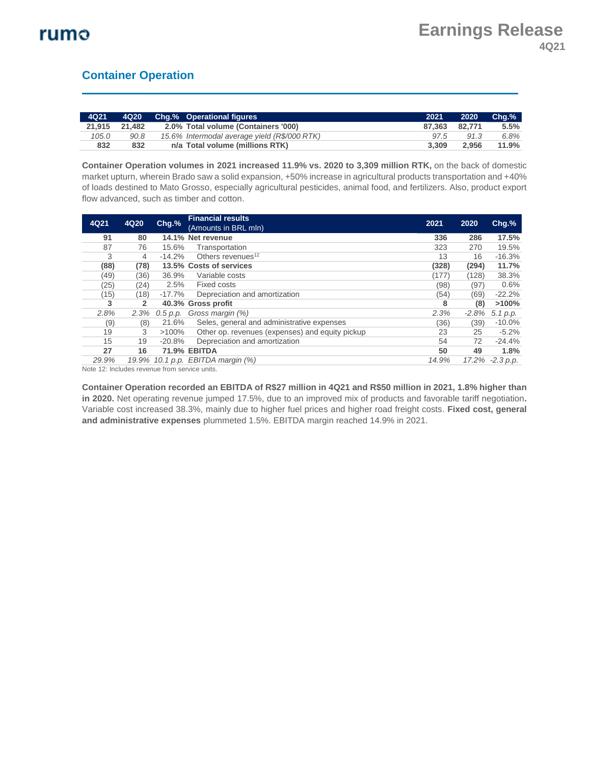## Container Operation

| 4Q21 | 4Q20 | Chg.% | Operational figures | 2021 | 2020 | Chg.% |
|---|---|---|---|---|---|---|
| **21,915** | **21,482** | **2.0%** | **Total volume (Containers '000)** | **87,363** | **82,771** | **5.5%** |
| *105.0* | *90.8* | *15.6%* | *Intermodal average yield (R$/000 RTK)* | *97.5* | *91.3* | *6.8%* |
| **832** | **832** | **n/a** | **Total volume (millions RTK)** | **3,309** | **2,956** | **11.9%** |

**Container Operation volumes in 2021 increased 11.9% vs. 2020 to 3,309 million RTK,** on the back of domestic market upturn, wherein Brado saw a solid expansion, +50% increase in agricultural products transportation and +40% of loads destined to Mato Grosso, especially agricultural pesticides, animal food, and fertilizers. Also, product export flow advanced, such as timber and cotton.

| 4Q21 | 4Q20 | Chg.% | Financial results (Amounts in BRL mln) | 2021 | 2020 | Chg.% |
|---|---|---|---|---|---|---|
| **91** | **80** | **14.1%** | **Net revenue** | **336** | **286** | **17.5%** |
| 87 | 76 | 15.6% | Transportation | 323 | 270 | 19.5% |
| 3 | 4 | -14.2% | Others revenues[12] | 13 | 16 | -16.3% |
| **(88)** | **(78)** | **13.5%** | **Costs of services** | **(328)** | **(294)** | **11.7%** |
| (49) | (36) | 36.9% | Variable costs | (177) | (128) | 38.3% |
| (25) | (24) | 2.5% | Fixed costs | (98) | (97) | 0.6% |
| (15) | (18) | -17.7% | Depreciation and amortization | (54) | (69) | -22.2% |
| **3** | **2** | **40.3%** | **Gross profit** | **8** | **(8)** | **>100%** |
| *2.8%* | *2.3%* | *0.5 p.p.* | *Gross margin (%)* | *2.3%* | *-2.8%* | *5.1 p.p.* |
| (9) | (8) | 21.6% | Seles, general and administrative expenses | (36) | (39) | -10.0% |
| 19 | 3 | >100% | Other op. revenues (expenses) and equity pickup | 23 | 25 | -5.2% |
| 15 | 19 | -20.8% | Depreciation and amortization | 54 | 72 | -24.4% |
| **27** | **16** | **71.9%** | **EBITDA** | **50** | **49** | **1.8%** |
| *29.9%* | *19.9%* | *10.1 p.p.* | *EBITDA margin (%)* | *14.9%* | *17.2%* | *-2.3 p.p.* |

Note 12: Includes revenue from service units.

**Container Operation recorded an EBITDA of R$27 million in 4Q21 and R$50 million in 2021, 1.8% higher than in 2020.** Net operating revenue jumped 17.5%, due to an improved mix of products and favorable tariff negotiation**.** Variable cost increased 38.3%, mainly due to higher fuel prices and higher road freight costs. **Fixed cost, general and administrative expenses** plummeted 1.5%. EBITDA margin reached 14.9% in 2021.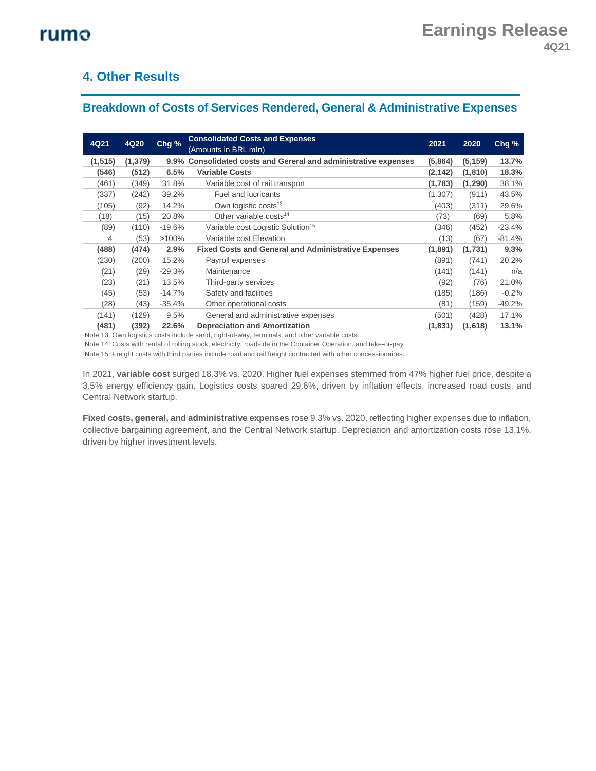## 4. Other Results

### Breakdown of Costs of Services Rendered, General & Administrative Expenses

| 4Q21 | 4Q20 | Chg % | Consolidated Costs and Expenses (Amounts in BRL mln) | 2021 | 2020 | Chg % |
|---|---|---|---|---|---|---|
| **(1,515)** | **(1,379)** | **9.9%** | **Consolidated costs and Gereral and administrative expenses** | **(5,864)** | **(5,159)** | **13.7%** |
| **(546)** | **(512)** | **6.5%** | **Variable Costs** | **(2,142)** | **(1,810)** | **18.3%** |
| (461) | (349) | 31.8% | Variable cost of rail transport | **(1,783)** | **(1,290)** | 38.1% |
| (337) | (242) | 39.2% | Fuel and lucricants | (1,307) | (911) | 43.5% |
| (105) | (92) | 14.2% | Own logistic costs[13] | (403) | (311) | 29.6% |
| (18) | (15) | 20.8% | Other variable costs[14] | (73) | (69) | 5.8% |
| (89) | (110) | -19.6% | Variable cost Logistic Solution[15] | (346) | (452) | -23.4% |
| 4 | (53) | >100% | Variable cost Elevation | (13) | (67) | -81.4% |
| **(488)** | **(474)** | **2.9%** | **Fixed Costs and General and Administrative Expenses** | **(1,891)** | **(1,731)** | **9.3%** |
| (230) | (200) | 15.2% | Payroll expenses | (891) | (741) | 20.2% |
| (21) | (29) | -29.3% | Maintenance | (141) | (141) | n/a |
| (23) | (21) | 13.5% | Third-party services | (92) | (76) | 21.0% |
| (45) | (53) | -14.7% | Safety and facilities | (185) | (186) | -0.2% |
| (28) | (43) | -35.4% | Other operational costs | (81) | (159) | -49.2% |
| (141) | (129) | 9.5% | General and administrative expenses | (501) | (428) | 17.1% |
| **(481)** | **(392)** | **22.6%** | **Depreciation and Amortization** | **(1,831)** | **(1,618)** | **13.1%** |

Note 13: Own logistics costs include sand, right-of-way, terminals, and other variable costs.

Note 14: Costs with rental of rolling stock, electricity, roadside in the Container Operation, and take-or-pay.

Note 15: Freight costs with third parties include road and rail freight contracted with other concessionaires.

In 2021, **variable cost** surged 18.3% vs. 2020. Higher fuel expenses stemmed from 47% higher fuel price, despite a 3.5% energy efficiency gain. Logistics costs soared 29.6%, driven by inflation effects, increased road costs, and Central Network startup.

**Fixed costs, general, and administrative expenses** rose 9.3% vs. 2020, reflecting higher expenses due to inflation, collective bargaining agreement, and the Central Network startup. Depreciation and amortization costs rose 13.1%, driven by higher investment levels.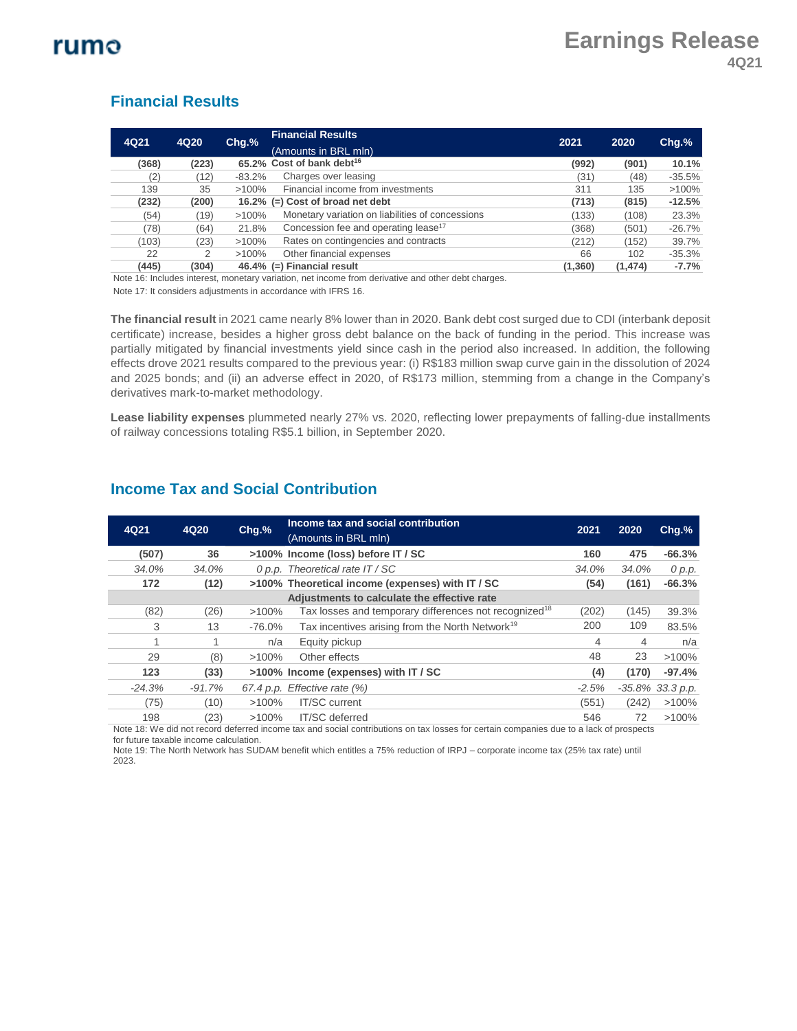## Financial Results

| 4Q21 | 4Q20 | Chg.% | Financial Results (Amounts in BRL mln) | 2021 | 2020 | Chg.% |
|---|---|---|---|---|---|---|
| **(368)** | **(223)** | **65.2%** | **Cost of bank debt[16]** | **(992)** | **(901)** | **10.1%** |
| (2) | (12) | -83.2% | Charges over leasing | (31) | (48) | -35.5% |
| 139 | 35 | >100% | Financial income from investments | 311 | 135 | >100% |
| **(232)** | **(200)** | **16.2%** | **(=) Cost of broad net debt** | **(713)** | **(815)** | **-12.5%** |
| (54) | (19) | >100% | Monetary variation on liabilities of concessions | (133) | (108) | 23.3% |
| (78) | (64) | 21.8% | Concession fee and operating lease[17] | (368) | (501) | -26.7% |
| (103) | (23) | >100% | Rates on contingencies and contracts | (212) | (152) | 39.7% |
| 22 | 2 | >100% | Other financial expenses | 66 | 102 | -35.3% |
| **(445)** | **(304)** | **46.4%** | **(=) Financial result** | **(1,360)** | **(1,474)** | **-7.7%** |

Note 16: Includes interest, monetary variation, net income from derivative and other debt charges.

Note 17: It considers adjustments in accordance with IFRS 16.

**The financial result** in 2021 came nearly 8% lower than in 2020. Bank debt cost surged due to CDI (interbank deposit certificate) increase, besides a higher gross debt balance on the back of funding in the period. This increase was partially mitigated by financial investments yield since cash in the period also increased. In addition, the following effects drove 2021 results compared to the previous year: (i) R$183 million swap curve gain in the dissolution of 2024 and 2025 bonds; and (ii) an adverse effect in 2020, of R$173 million, stemming from a change in the Company's derivatives mark-to-market methodology.

**Lease liability expenses** plummeted nearly 27% vs. 2020, reflecting lower prepayments of falling-due installments of railway concessions totaling R$5.1 billion, in September 2020.

## Income Tax and Social Contribution

| 4Q21 | 4Q20 | Chg.% | Income tax and social contribution (Amounts in BRL mln) | 2021 | 2020 | Chg.% |
|---|---|---|---|---|---|---|
| **(507)** | **36** | **>100%** | **Income (loss) before IT / SC** | **160** | **475** | **-66.3%** |
| *34.0%* | *34.0%* | *0 p.p.* | *Theoretical rate IT / SC* | *34.0%* | *34.0%* | *0 p.p.* |
| **172** | **(12)** | **>100%** | **Theoretical income (expenses) with IT / SC** | **(54)** | **(161)** | **-66.3%** |
| | | | **Adjustments to calculate the effective rate** | | | |
| (82) | (26) | >100% | Tax losses and temporary differences not recognized[18] | (202) | (145) | 39.3% |
| 3 | 13 | -76.0% | Tax incentives arising from the North Network[19] | 200 | 109 | 83.5% |
| 1 | 1 | n/a | Equity pickup | 4 | 4 | n/a |
| 29 | (8) | >100% | Other effects | 48 | 23 | >100% |
| **123** | **(33)** | **>100%** | **Income (expenses) with IT / SC** | **(4)** | **(170)** | **-97.4%** |
| *-24.3%* | *-91.7%* | *67.4 p.p.* | *Effective rate (%)* | *-2.5%* | *-35.8%* | *33.3 p.p.* |
| (75) | (10) | >100% | IT/SC current | (551) | (242) | >100% |
| 198 | (23) | >100% | IT/SC deferred | 546 | 72 | >100% |

Note 18: We did not record deferred income tax and social contributions on tax losses for certain companies due to a lack of prospects for future taxable income calculation.

Note 19: The North Network has SUDAM benefit which entitles a 75% reduction of IRPJ – corporate income tax (25% tax rate) until 2023.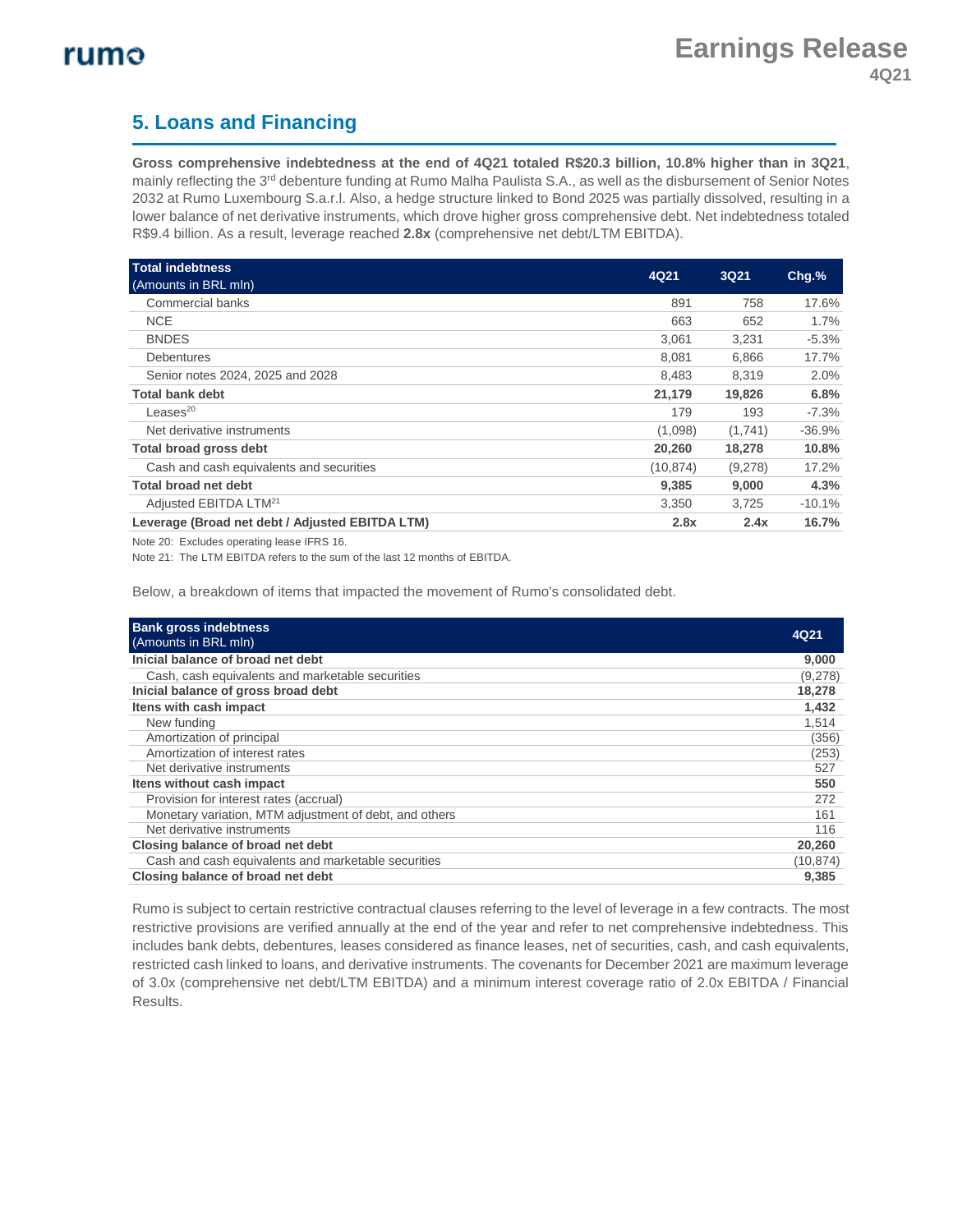## 5. Loans and Financing

**Gross comprehensive indebtedness at the end of 4Q21 totaled R$20.3 billion, 10.8% higher than in 3Q21**, mainly reflecting the 3rd debenture funding at Rumo Malha Paulista S.A., as well as the disbursement of Senior Notes 2032 at Rumo Luxembourg S.a.r.l. Also, a hedge structure linked to Bond 2025 was partially dissolved, resulting in a lower balance of net derivative instruments, which drove higher gross comprehensive debt. Net indebtedness totaled R$9.4 billion. As a result, leverage reached **2.8x** (comprehensive net debt/LTM EBITDA).

| **Total indebtness** (Amounts in BRL mln) | 4Q21 | 3Q21 | Chg.% |
|---|---|---|---|
| Commercial banks | 891 | 758 | 17.6% |
| NCE | 663 | 652 | 1.7% |
| BNDES | 3,061 | 3,231 | -5.3% |
| Debentures | 8,081 | 6,866 | 17.7% |
| Senior notes 2024, 2025 and 2028 | 8,483 | 8,319 | 2.0% |
| **Total bank debt** | **21,179** | **19,826** | **6.8%** |
| Leases[20] | 179 | 193 | -7.3% |
| Net derivative instruments | (1,098) | (1,741) | -36.9% |
| **Total broad gross debt** | **20,260** | **18,278** | **10.8%** |
| Cash and cash equivalents and securities | (10,874) | (9,278) | 17.2% |
| **Total broad net debt** | **9,385** | **9,000** | **4.3%** |
| Adjusted EBITDA LTM[21] | 3,350 | 3,725 | -10.1% |
| **Leverage (Broad net debt / Adjusted EBITDA LTM)** | **2.8x** | **2.4x** | **16.7%** |

Note 20: Excludes operating lease IFRS 16.

Note 21: The LTM EBITDA refers to the sum of the last 12 months of EBITDA.

Below, a breakdown of items that impacted the movement of Rumo's consolidated debt.

| **Bank gross indebtness** (Amounts in BRL mln) | 4Q21 |
|---|---|
| **Inicial balance of broad net debt** | **9,000** |
| Cash, cash equivalents and marketable securities | (9,278) |
| **Inicial balance of gross broad debt** | **18,278** |
| **Itens with cash impact** | **1,432** |
| New funding | 1,514 |
| Amortization of principal | (356) |
| Amortization of interest rates | (253) |
| Net derivative instruments | 527 |
| **Itens without cash impact** | **550** |
| Provision for interest rates (accrual) | 272 |
| Monetary variation, MTM adjustment of debt, and others | 161 |
| Net derivative instruments | 116 |
| **Closing balance of broad net debt** | **20,260** |
| Cash and cash equivalents and marketable securities | (10,874) |
| **Closing balance of broad net debt** | **9,385** |

Rumo is subject to certain restrictive contractual clauses referring to the level of leverage in a few contracts. The most restrictive provisions are verified annually at the end of the year and refer to net comprehensive indebtedness. This includes bank debts, debentures, leases considered as finance leases, net of securities, cash, and cash equivalents, restricted cash linked to loans, and derivative instruments. The covenants for December 2021 are maximum leverage of 3.0x (comprehensive net debt/LTM EBITDA) and a minimum interest coverage ratio of 2.0x EBITDA / Financial Results.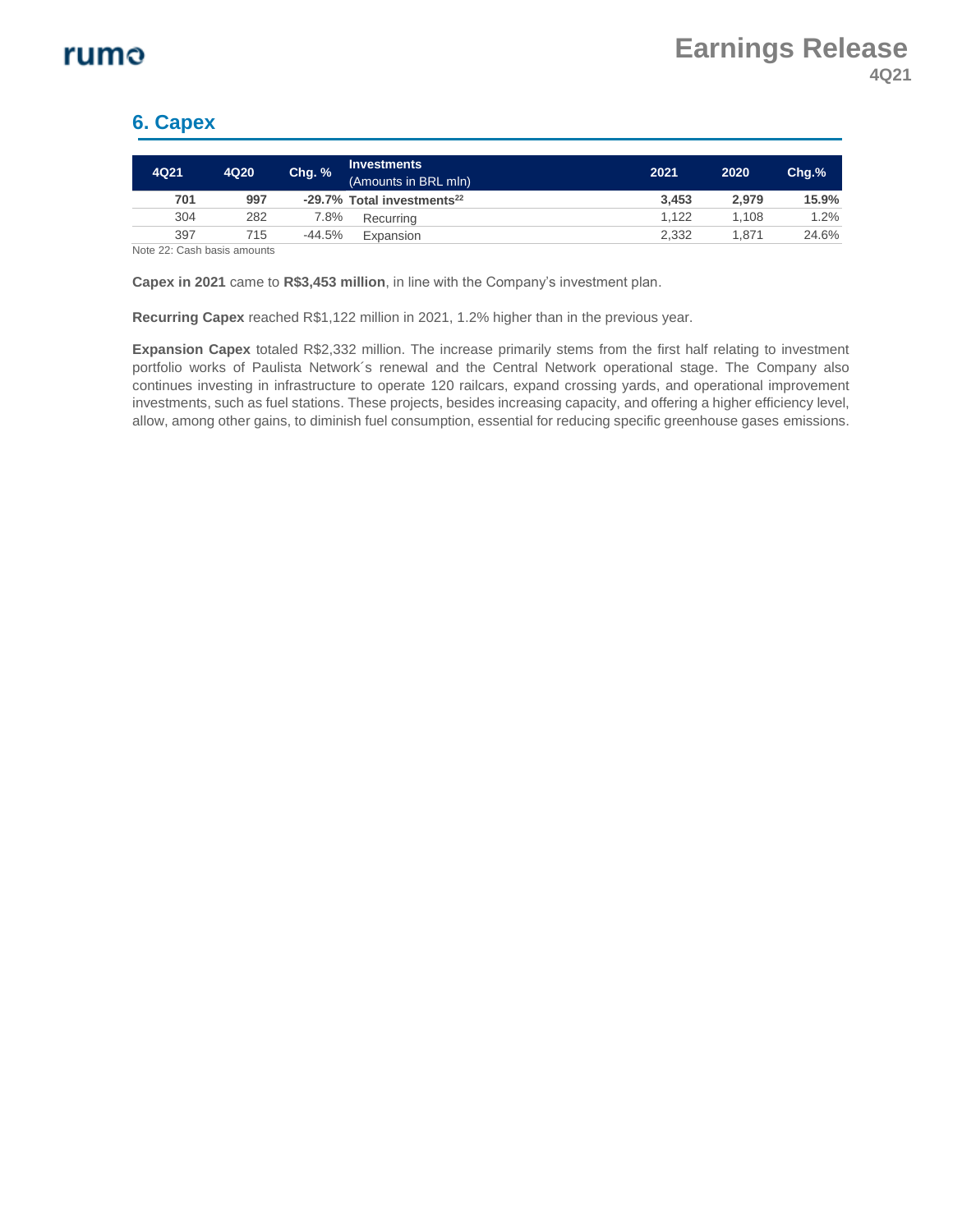## 6. Capex

| 4Q21 | 4Q20 | Chg. % | Investments (Amounts in BRL mln) | 2021 | 2020 | Chg.% |
|---|---|---|---|---|---|---|
| **701** | **997** | **-29.7%** | **Total investments[22]** | **3,453** | **2,979** | **15.9%** |
| 304 | 282 | 7.8% | Recurring | 1,122 | 1,108 | 1.2% |
| 397 | 715 | -44.5% | Expansion | 2,332 | 1,871 | 24.6% |

Note 22: Cash basis amounts

**Capex in 2021** came to **R$3,453 million**, in line with the Company's investment plan.

**Recurring Capex** reached R$1,122 million in 2021, 1.2% higher than in the previous year.

**Expansion Capex** totaled R$2,332 million. The increase primarily stems from the first half relating to investment portfolio works of Paulista Network´s renewal and the Central Network operational stage. The Company also continues investing in infrastructure to operate 120 railcars, expand crossing yards, and operational improvement investments, such as fuel stations. These projects, besides increasing capacity, and offering a higher efficiency level, allow, among other gains, to diminish fuel consumption, essential for reducing specific greenhouse gases emissions.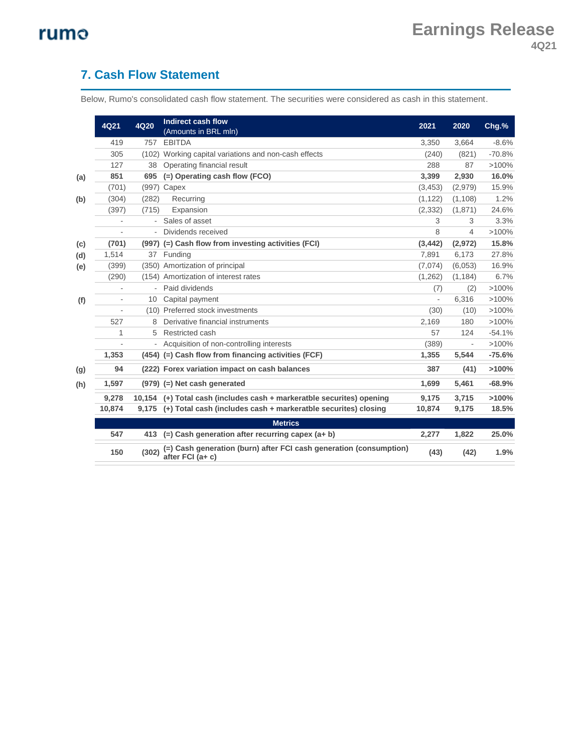## 7. Cash Flow Statement

Below, Rumo's consolidated cash flow statement. The securities were considered as cash in this statement.

| | 4Q21 | 4Q20 | Indirect cash flow (Amounts in BRL mln) | 2021 | 2020 | Chg.% |
|---|---|---|---|---|---|---|
| | 419 | 757 | EBITDA | 3,350 | 3,664 | -8.6% |
| | 305 | (102) | Working capital variations and non-cash effects | (240) | (821) | -70.8% |
| | 127 | 38 | Operating financial result | 288 | 87 | >100% |
| **(a)** | **851** | **695** | **(=) Operating cash flow (FCO)** | **3,399** | **2,930** | **16.0%** |
| | (701) | (997) | Capex | (3,453) | (2,979) | 15.9% |
| **(b)** | (304) | (282) | Recurring | (1,122) | (1,108) | 1.2% |
| | (397) | (715) | Expansion | (2,332) | (1,871) | 24.6% |
| | - | - | Sales of asset | 3 | 3 | 3.3% |
| | - | - | Dividends received | 8 | 4 | >100% |
| **(c)** | **(701)** | **(997)** | **(=) Cash flow from investing activities (FCI)** | **(3,442)** | **(2,972)** | **15.8%** |
| **(d)** | 1,514 | 37 | Funding | 7,891 | 6,173 | 27.8% |
| **(e)** | (399) | (350) | Amortization of principal | (7,074) | (6,053) | 16.9% |
| | (290) | (154) | Amortization of interest rates | (1,262) | (1,184) | 6.7% |
| | - | - | Paid dividends | (7) | (2) | >100% |
| **(f)** | - | 10 | Capital payment | - | 6,316 | >100% |
| | - | (10) | Preferred stock investments | (30) | (10) | >100% |
| | 527 | 8 | Derivative financial instruments | 2,169 | 180 | >100% |
| | 1 | 5 | Restricted cash | 57 | 124 | -54.1% |
| | - | - | Acquisition of non-controlling interests | (389) | - | >100% |
| | **1,353** | **(454)** | **(=) Cash flow from financing activities (FCF)** | **1,355** | **5,544** | **-75.6%** |
| **(g)** | **94** | **(222)** | **Forex variation impact on cash balances** | **387** | **(41)** | **>100%** |
| **(h)** | **1,597** | **(979)** | **(=) Net cash generated** | **1,699** | **5,461** | **-68.9%** |
| | **9,278** | **10,154** | **(+) Total cash (includes cash + markeratble securites) opening** | **9,175** | **3,715** | **>100%** |
| | **10,874** | **9,175** | **(+) Total cash (includes cash + markeratble securites) closing** | **10,874** | **9,175** | **18.5%** |
| | | | **Metrics** | | | |
| | **547** | **413** | **(=) Cash generation after recurring capex (a+ b)** | **2,277** | **1,822** | **25.0%** |
| | **150** | **(302)** | **(=) Cash generation (burn) after FCI cash generation (consumption) after FCI (a+ c)** | **(43)** | **(42)** | **1.9%** |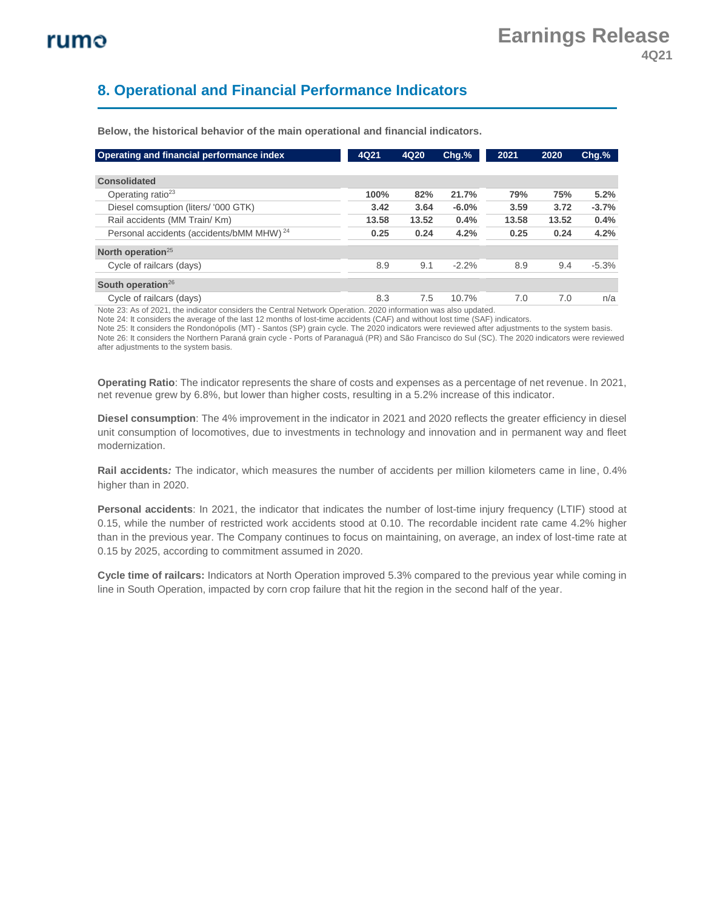## 8. Operational and Financial Performance Indicators

**Below, the historical behavior of the main operational and financial indicators.**

| Operating and financial performance index | 4Q21 | 4Q20 | Chg.% | 2021 | 2020 | Chg.% |
|---|---|---|---|---|---|---|
| **Consolidated** | | | | | | |
| Operating ratio[23] | **100%** | **82%** | **21.7%** | **79%** | **75%** | **5.2%** |
| Diesel comsuption (liters/ '000 GTK) | **3.42** | **3.64** | **-6.0%** | **3.59** | **3.72** | **-3.7%** |
| Rail accidents (MM Train/ Km) | **13.58** | **13.52** | **0.4%** | **13.58** | **13.52** | **0.4%** |
| Personal accidents (accidents/bMM MHW) [24] | **0.25** | **0.24** | **4.2%** | **0.25** | **0.24** | **4.2%** |
| **North operation**[25] | | | | | | |
| Cycle of railcars (days) | 8.9 | 9.1 | -2.2% | 8.9 | 9.4 | -5.3% |
| **South operation**[26] | | | | | | |
| Cycle of railcars (days) | 8.3 | 7.5 | 10.7% | 7.0 | 7.0 | n/a |

Note 23: As of 2021, the indicator considers the Central Network Operation. 2020 information was also updated.
Note 24: It considers the average of the last 12 months of lost-time accidents (CAF) and without lost time (SAF) indicators.
Note 25: It considers the Rondonópolis (MT) - Santos (SP) grain cycle. The 2020 indicators were reviewed after adjustments to the system basis.
Note 26: It considers the Northern Paraná grain cycle - Ports of Paranaguá (PR) and São Francisco do Sul (SC). The 2020 indicators were reviewed after adjustments to the system basis.

**Operating Ratio**: The indicator represents the share of costs and expenses as a percentage of net revenue. In 2021, net revenue grew by 6.8%, but lower than higher costs, resulting in a 5.2% increase of this indicator.

**Diesel consumption**: The 4% improvement in the indicator in 2021 and 2020 reflects the greater efficiency in diesel unit consumption of locomotives, due to investments in technology and innovation and in permanent way and fleet modernization.

**Rail accidents***:* The indicator, which measures the number of accidents per million kilometers came in line, 0.4% higher than in 2020.

**Personal accidents**: In 2021, the indicator that indicates the number of lost-time injury frequency (LTIF) stood at 0.15, while the number of restricted work accidents stood at 0.10. The recordable incident rate came 4.2% higher than in the previous year. The Company continues to focus on maintaining, on average, an index of lost-time rate at 0.15 by 2025, according to commitment assumed in 2020.

**Cycle time of railcars:** Indicators at North Operation improved 5.3% compared to the previous year while coming in line in South Operation, impacted by corn crop failure that hit the region in the second half of the year.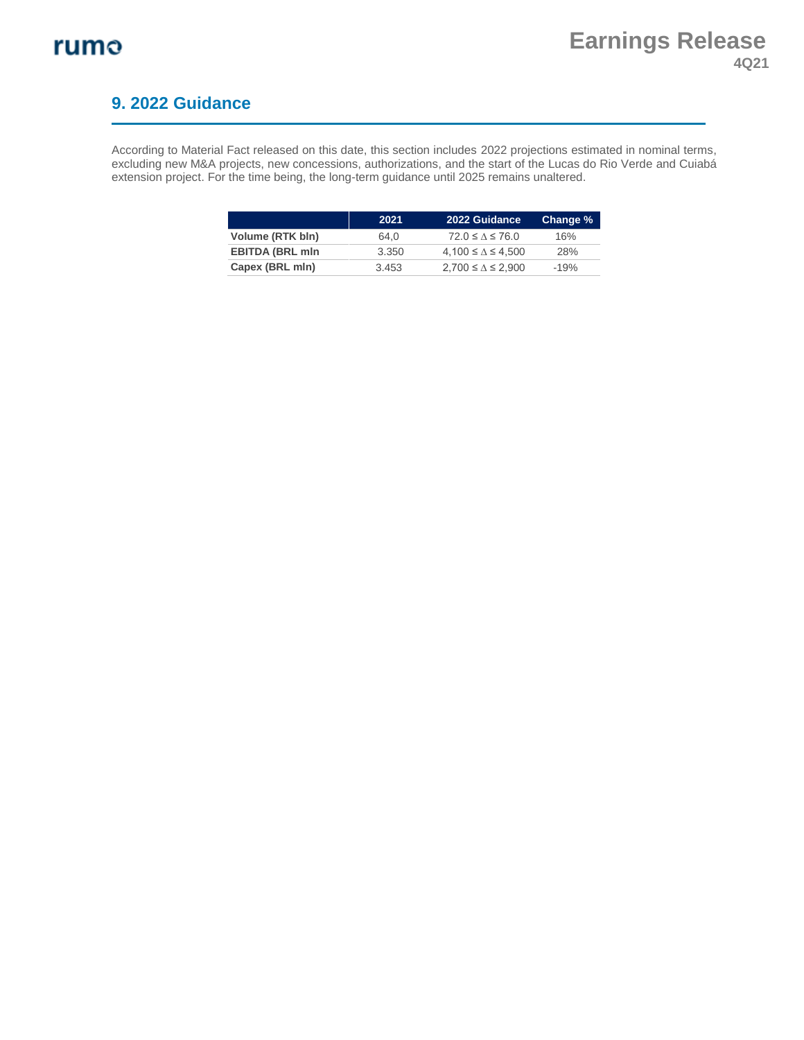## 9. 2022 Guidance

According to Material Fact released on this date, this section includes 2022 projections estimated in nominal terms, excluding new M&A projects, new concessions, authorizations, and the start of the Lucas do Rio Verde and Cuiabá extension project. For the time being, the long-term guidance until 2025 remains unaltered.

| | 2021 | 2022 Guidance | Change % |
|---|---|---|---|
| **Volume (RTK bln)** | 64,0 | $72.0 \leq \Delta \leq 76.0$ | 16% |
| **EBITDA (BRL mln** | 3.350 | $4{,}100 \leq \Delta \leq 4{,}500$ | 28% |
| **Capex (BRL mln)** | 3.453 | $2{,}700 \leq \Delta \leq 2{,}900$ | -19% |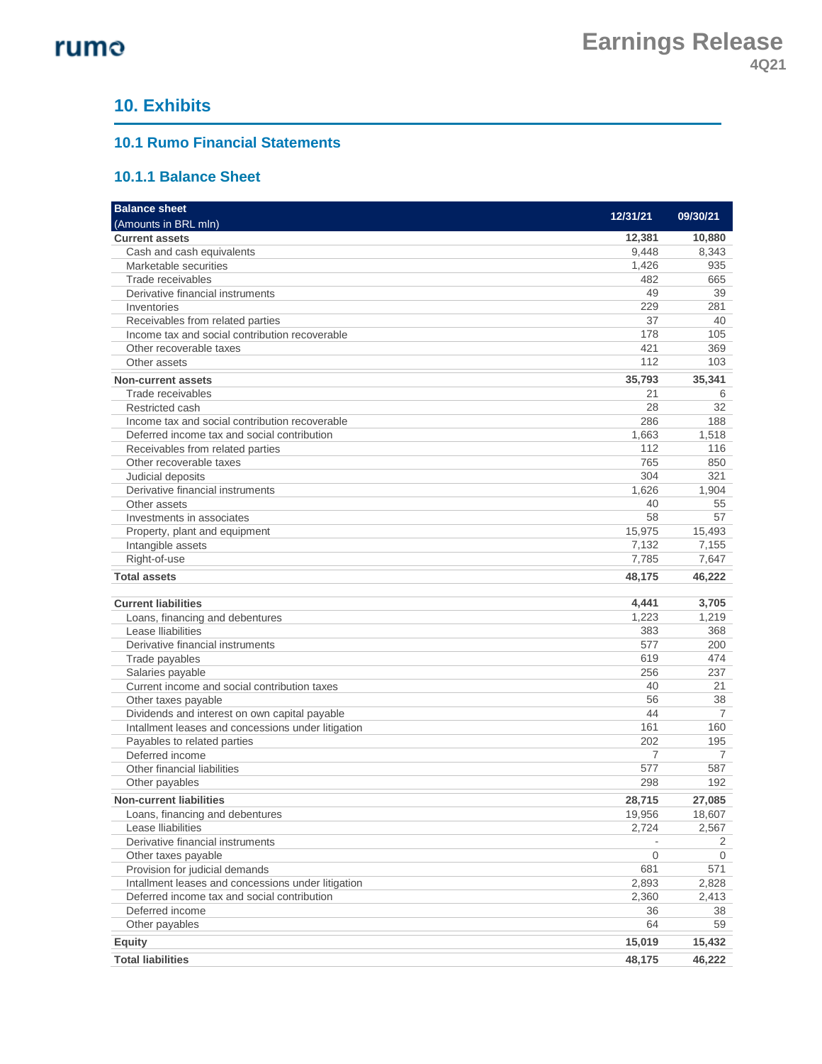# 10. Exhibits

## 10.1 Rumo Financial Statements

### 10.1.1 Balance Sheet

| Balance sheet<br>(Amounts in BRL mln) | 12/31/21 | 09/30/21 |
|---|---|---|
| **Current assets** | **12,381** | **10,880** |
| Cash and cash equivalents | 9,448 | 8,343 |
| Marketable securities | 1,426 | 935 |
| Trade receivables | 482 | 665 |
| Derivative financial instruments | 49 | 39 |
| Inventories | 229 | 281 |
| Receivables from related parties | 37 | 40 |
| Income tax and social contribution recoverable | 178 | 105 |
| Other recoverable taxes | 421 | 369 |
| Other assets | 112 | 103 |
| **Non-current assets** | **35,793** | **35,341** |
| Trade receivables | 21 | 6 |
| Restricted cash | 28 | 32 |
| Income tax and social contribution recoverable | 286 | 188 |
| Deferred income tax and social contribution | 1,663 | 1,518 |
| Receivables from related parties | 112 | 116 |
| Other recoverable taxes | 765 | 850 |
| Judicial deposits | 304 | 321 |
| Derivative financial instruments | 1,626 | 1,904 |
| Other assets | 40 | 55 |
| Investments in associates | 58 | 57 |
| Property, plant and equipment | 15,975 | 15,493 |
| Intangible assets | 7,132 | 7,155 |
| Right-of-use | 7,785 | 7,647 |
| **Total assets** | **48,175** | **46,222** |
| **Current liabilities** | **4,441** | **3,705** |
| Loans, financing and debentures | 1,223 | 1,219 |
| Lease lliabilities | 383 | 368 |
| Derivative financial instruments | 577 | 200 |
| Trade payables | 619 | 474 |
| Salaries payable | 256 | 237 |
| Current income and social contribution taxes | 40 | 21 |
| Other taxes payable | 56 | 38 |
| Dividends and interest on own capital payable | 44 | 7 |
| Intallment leases and concessions under litigation | 161 | 160 |
| Payables to related parties | 202 | 195 |
| Deferred income | 7 | 7 |
| Other financial liabilities | 577 | 587 |
| Other payables | 298 | 192 |
| **Non-current liabilities** | **28,715** | **27,085** |
| Loans, financing and debentures | 19,956 | 18,607 |
| Lease lliabilities | 2,724 | 2,567 |
| Derivative financial instruments | - | 2 |
| Other taxes payable | 0 | 0 |
| Provision for judicial demands | 681 | 571 |
| Intallment leases and concessions under litigation | 2,893 | 2,828 |
| Deferred income tax and social contribution | 2,360 | 2,413 |
| Deferred income | 36 | 38 |
| Other payables | 64 | 59 |
| **Equity** | **15,019** | **15,432** |
| **Total liabilities** | **48,175** | **46,222** |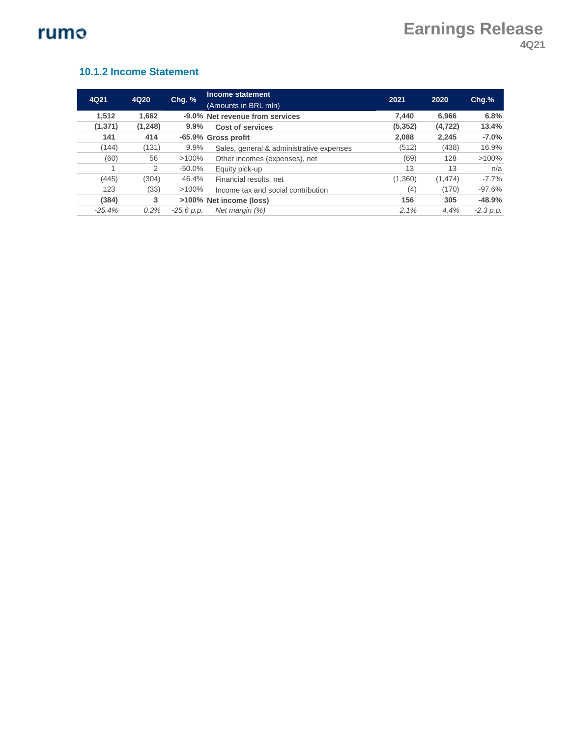### 10.1.2 Income Statement

| 4Q21 | 4Q20 | Chg. % | Income statement (Amounts in BRL mln) | 2021 | 2020 | Chg.% |
|---|---|---|---|---|---|---|
| **1,512** | **1,662** | **-9.0%** | **Net revenue from services** | **7,440** | **6,966** | **6.8%** |
| **(1,371)** | **(1,248)** | **9.9%** | **Cost of services** | **(5,352)** | **(4,722)** | **13.4%** |
| **141** | **414** | **-65.9%** | **Gross profit** | **2,088** | **2,245** | **-7.0%** |
| (144) | (131) | 9.9% | Sales, general & administrative expenses | (512) | (438) | 16.9% |
| (60) | 56 | >100% | Other incomes (expenses), net | (69) | 128 | >100% |
| 1 | 2 | -50.0% | Equity pick-up | 13 | 13 | n/a |
| (445) | (304) | 46.4% | Financial results, net | (1,360) | (1,474) | -7.7% |
| 123 | (33) | >100% | Income tax and social contribution | (4) | (170) | -97.6% |
| **(384)** | **3** | **>100%** | **Net income (loss)** | **156** | **305** | **-48.9%** |
| *-25.4%* | *0.2%* | *-25.6 p.p.* | *Net margin (%)* | *2.1%* | *4.4%* | *-2.3 p.p.* |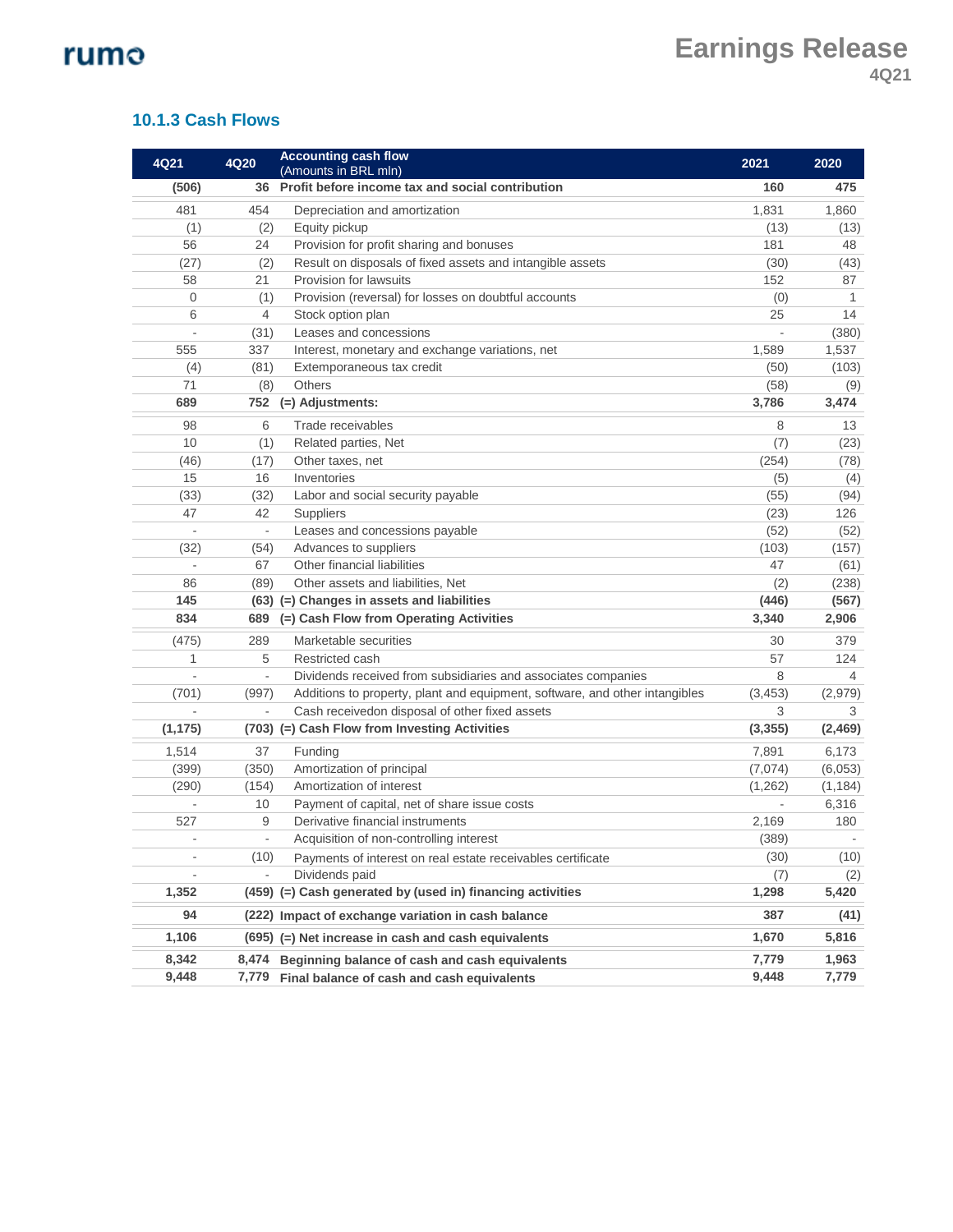### 10.1.3 Cash Flows

| 4Q21 | 4Q20 | Accounting cash flow (Amounts in BRL mln) | 2021 | 2020 |
|---|---|---|---|---|
| **(506)** | **36** | **Profit before income tax and social contribution** | **160** | **475** |
| 481 | 454 | Depreciation and amortization | 1,831 | 1,860 |
| (1) | (2) | Equity pickup | (13) | (13) |
| 56 | 24 | Provision for profit sharing and bonuses | 181 | 48 |
| (27) | (2) | Result on disposals of fixed assets and intangible assets | (30) | (43) |
| 58 | 21 | Provision for lawsuits | 152 | 87 |
| 0 | (1) | Provision (reversal) for losses on doubtful accounts | (0) | 1 |
| 6 | 4 | Stock option plan | 25 | 14 |
| - | (31) | Leases and concessions | - | (380) |
| 555 | 337 | Interest, monetary and exchange variations, net | 1,589 | 1,537 |
| (4) | (81) | Extemporaneous tax credit | (50) | (103) |
| 71 | (8) | Others | (58) | (9) |
| **689** | **752** | **(=) Adjustments:** | **3,786** | **3,474** |
| 98 | 6 | Trade receivables | 8 | 13 |
| 10 | (1) | Related parties, Net | (7) | (23) |
| (46) | (17) | Other taxes, net | (254) | (78) |
| 15 | 16 | Inventories | (5) | (4) |
| (33) | (32) | Labor and social security payable | (55) | (94) |
| 47 | 42 | Suppliers | (23) | 126 |
| - | - | Leases and concessions payable | (52) | (52) |
| (32) | (54) | Advances to suppliers | (103) | (157) |
| - | 67 | Other financial liabilities | 47 | (61) |
| 86 | (89) | Other assets and liabilities, Net | (2) | (238) |
| **145** | **(63)** | **(=) Changes in assets and liabilities** | **(446)** | **(567)** |
| **834** | **689** | **(=) Cash Flow from Operating Activities** | **3,340** | **2,906** |
| (475) | 289 | Marketable securities | 30 | 379 |
| 1 | 5 | Restricted cash | 57 | 124 |
| - | - | Dividends received from subsidiaries and associates companies | 8 | 4 |
| (701) | (997) | Additions to property, plant and equipment, software, and other intangibles | (3,453) | (2,979) |
| - | - | Cash receivedon disposal of other fixed assets | 3 | 3 |
| **(1,175)** | **(703)** | **(=) Cash Flow from Investing Activities** | **(3,355)** | **(2,469)** |
| 1,514 | 37 | Funding | 7,891 | 6,173 |
| (399) | (350) | Amortization of principal | (7,074) | (6,053) |
| (290) | (154) | Amortization of interest | (1,262) | (1,184) |
| - | 10 | Payment of capital, net of share issue costs | - | 6,316 |
| 527 | 9 | Derivative financial instruments | 2,169 | 180 |
| - | - | Acquisition of non-controlling interest | (389) | - |
| - | (10) | Payments of interest on real estate receivables certificate | (30) | (10) |
| - | - | Dividends paid | (7) | (2) |
| **1,352** | **(459)** | **(=) Cash generated by (used in) financing activities** | **1,298** | **5,420** |
| **94** | **(222)** | **Impact of exchange variation in cash balance** | **387** | **(41)** |
| **1,106** | **(695)** | **(=) Net increase in cash and cash equivalents** | **1,670** | **5,816** |
| **8,342** | **8,474** | **Beginning balance of cash and cash equivalents** | **7,779** | **1,963** |
| **9,448** | **7,779** | **Final balance of cash and cash equivalents** | **9,448** | **7,779** |